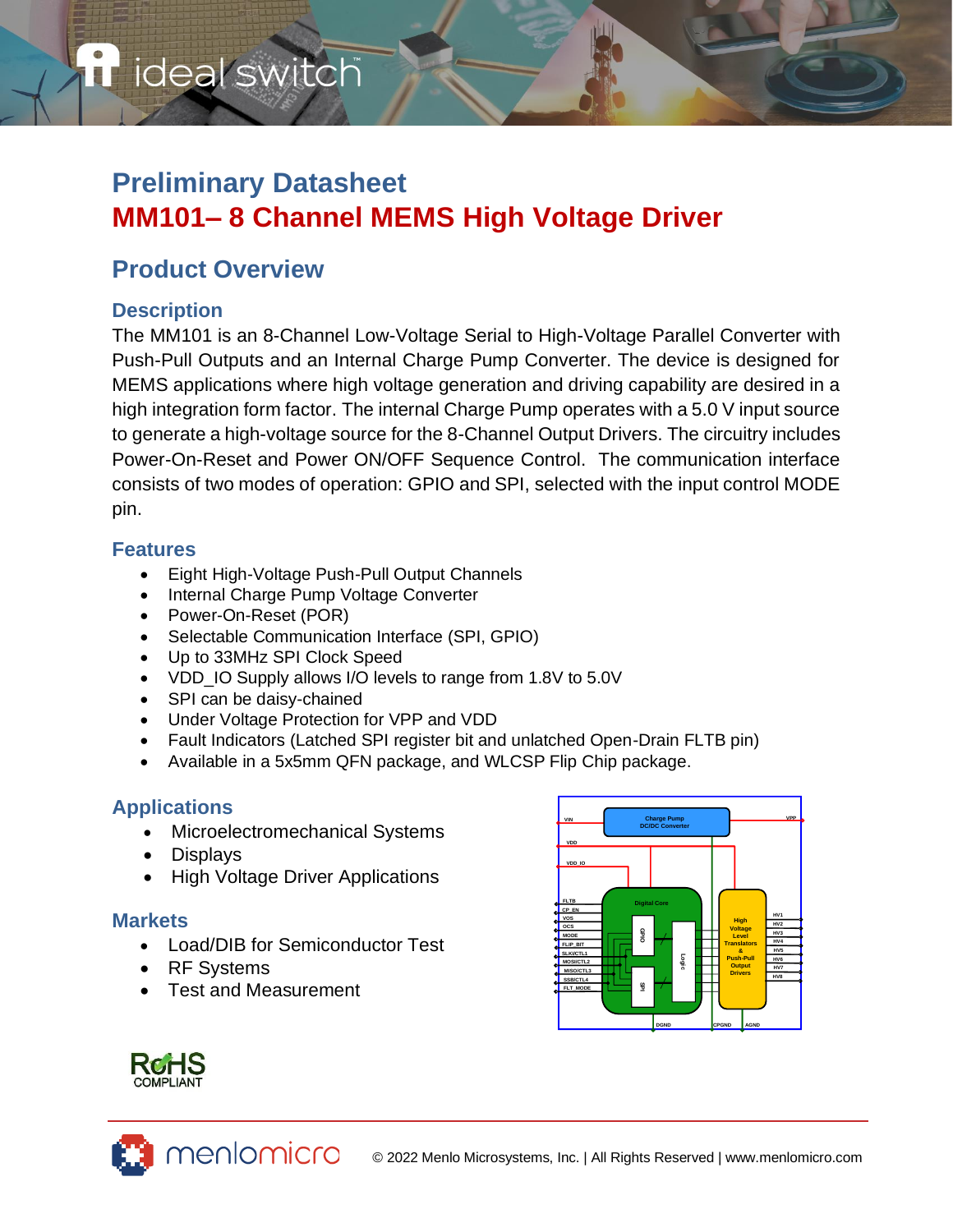# Preliminary Datasheet

# MM101– 8 Channel MEMS High Voltage Driver

## Product Overview

### Description

The MM101 is an 8-Channel Low-Voltage Serial to High-Voltage Parallel Converter with Push-Pull Outputs and an Internal Charge Pump Converter. The device is designed for MEMS applications where high voltage generation and driving capability are desired in a high integration form factor. The internal Charge Pump operates with a 5.0 V input source to generate a high-voltage source for the 8-Channel Output Drivers. The circuitry includes Power-On-Reset and Power ON/OFF Sequence Control. The communication interface consists of two modes of operation: GPIO and SPI, selected with the input control MODE pin.

### Features

- Eight High-Voltage Push-Pull Output Channels
- Internal Charge Pump Voltage Converter
- Power-On-Reset (POR)
- Selectable Communication Interface (SPI, GPIO)
- Up to 33MHz SPI Clock Speed
- VDD_IO Supply allows I/O levels to range from 1.8V to 5.0V
- SPI can be daisy-chained
- Under Voltage Protection for VPP and VDD
- Fault Indicators (Latched SPI register bit and unlatched Open-Drain FLTB pin)
- Available in a 5x5mm QFN package, and WLCSP Flip Chip package.

### Applications

- Microelectromechanical Systems
- Displays
- High Voltage Driver Applications

### Markets

- Load/DIB for Semiconductor Test
- RF Systems
- Test and Measurement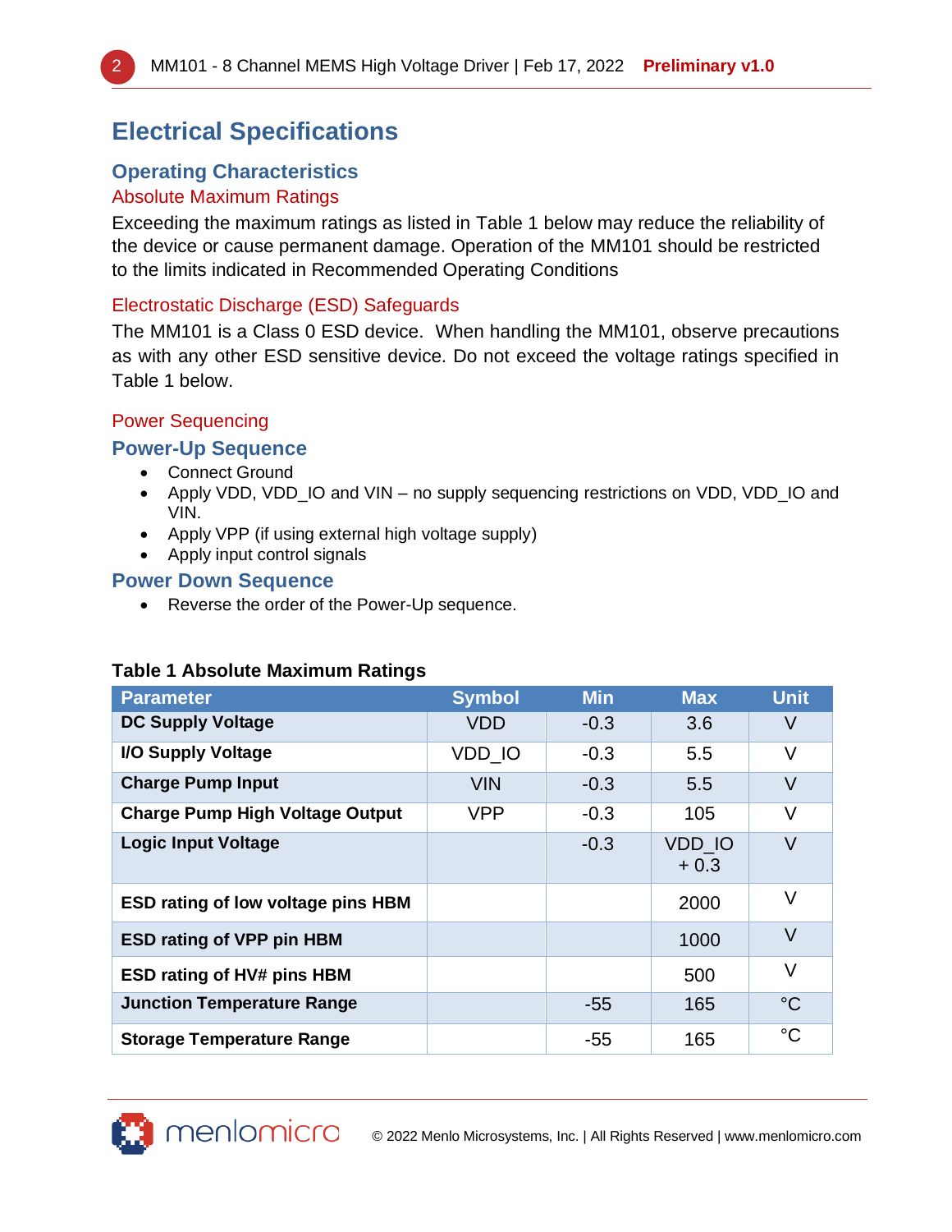# Electrical Specifications

## Operating Characteristics

### Absolute Maximum Ratings

Exceeding the maximum ratings as listed in Table 1 below may reduce the reliability of the device or cause permanent damage. Operation of the MM101 should be restricted to the limits indicated in Recommended Operating Conditions

### Electrostatic Discharge (ESD) Safeguards

The MM101 is a Class 0 ESD device. When handling the MM101, observe precautions as with any other ESD sensitive device. Do not exceed the voltage ratings specified in Table 1 below.

### Power Sequencing

## Power-Up Sequence

- Connect Ground
- Apply VDD, VDD_IO and VIN – no supply sequencing restrictions on VDD, VDD_IO and VIN.
- Apply VPP (if using external high voltage supply)
- Apply input control signals

## Power Down Sequence

- Reverse the order of the Power-Up sequence.

**Table 1 Absolute Maximum Ratings**

| Parameter | Symbol | Min | Max | Unit |
|---|---|---|---|---|
| **DC Supply Voltage** | VDD | -0.3 | 3.6 | V |
| **I/O Supply Voltage** | VDD_IO | -0.3 | 5.5 | V |
| **Charge Pump Input** | VIN | -0.3 | 5.5 | V |
| **Charge Pump High Voltage Output** | VPP | -0.3 | 105 | V |
| **Logic Input Voltage** | | -0.3 | VDD_IO + 0.3 | V |
| **ESD rating of low voltage pins HBM** | | | 2000 | V |
| **ESD rating of VPP pin HBM** | | | 1000 | V |
| **ESD rating of HV# pins HBM** | | | 500 | V |
| **Junction Temperature Range** | | -55 | 165 | °C |
| **Storage Temperature Range** | | -55 | 165 | °C |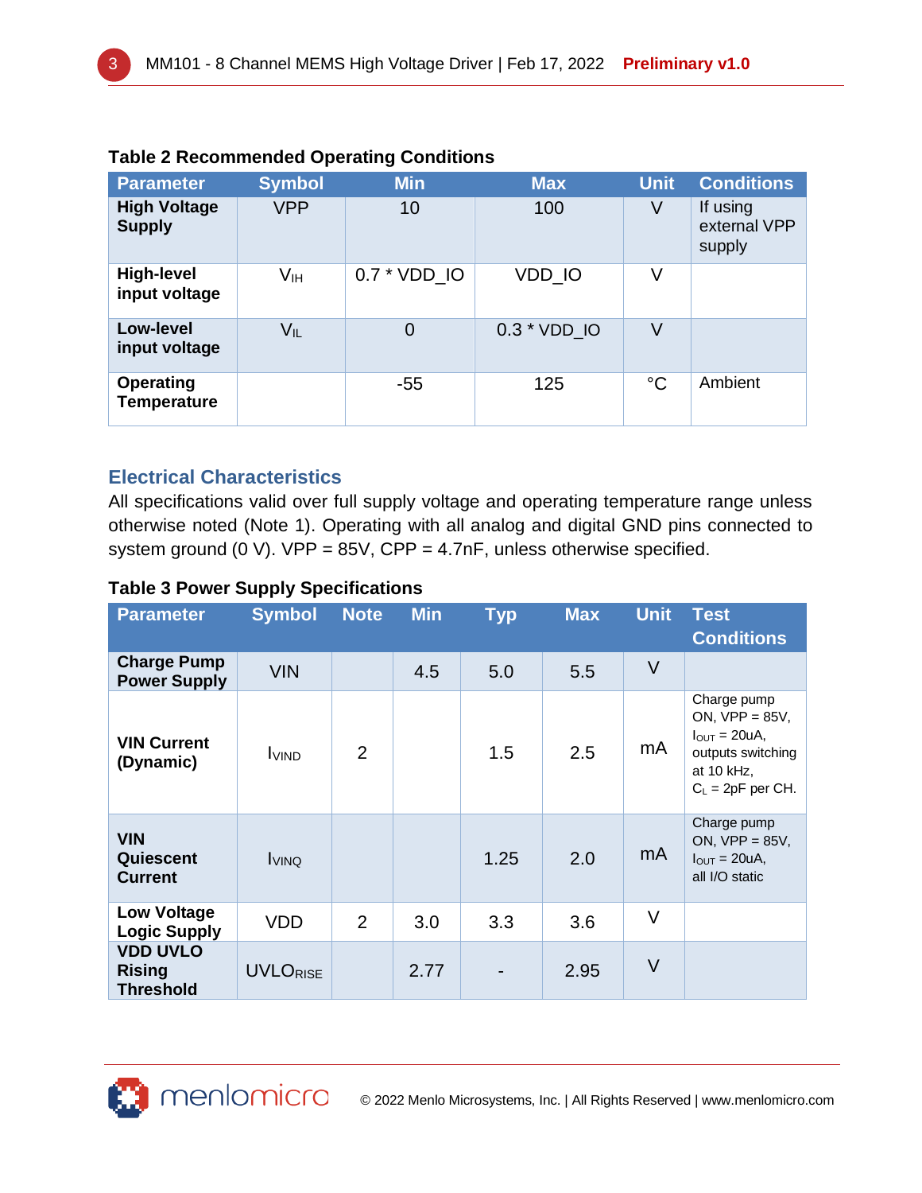**Table 2 Recommended Operating Conditions**

| Parameter | Symbol | Min | Max | Unit | Conditions |
|---|---|---|---|---|---|
| **High Voltage Supply** | VPP | 10 | 100 | V | If using external VPP supply |
| **High-level input voltage** | $V_{IH}$ | 0.7 * VDD_IO | VDD_IO | V | |
| **Low-level input voltage** | $V_{IL}$ | 0 | 0.3 * VDD_IO | V | |
| **Operating Temperature** | | -55 | 125 | °C | Ambient |

## Electrical Characteristics

All specifications valid over full supply voltage and operating temperature range unless otherwise noted (Note 1). Operating with all analog and digital GND pins connected to system ground (0 V). VPP = 85V, CPP = 4.7nF, unless otherwise specified.

**Table 3 Power Supply Specifications**

| Parameter | Symbol | Note | Min | Typ | Max | Unit | Test Conditions |
|---|---|---|---|---|---|---|---|
| **Charge Pump Power Supply** | VIN | | 4.5 | 5.0 | 5.5 | V | |
| **VIN Current (Dynamic)** | $I_{VIND}$ | 2 | | 1.5 | 2.5 | mA | Charge pump ON, VPP = 85V, $I_{OUT}$ = 20uA, outputs switching at 10 kHz, $C_L$ = 2pF per CH. |
| **VIN Quiescent Current** | $I_{VINQ}$ | | | 1.25 | 2.0 | mA | Charge pump ON, VPP = 85V, $I_{OUT}$ = 20uA, all I/O static |
| **Low Voltage Logic Supply** | VDD | 2 | 3.0 | 3.3 | 3.6 | V | |
| **VDD UVLO Rising Threshold** | $UVLO_{RISE}$ | | 2.77 | - | 2.95 | V | |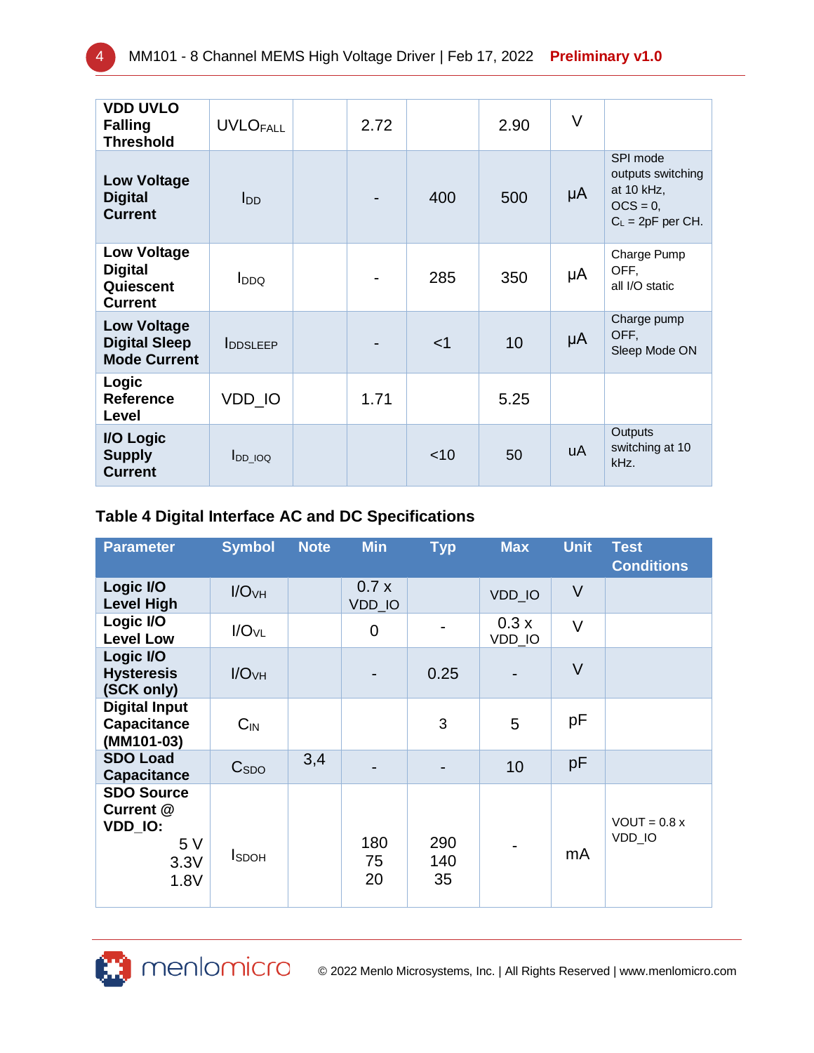| | | | | | | | |
|---|---|---|---|---|---|---|---|
| **VDD UVLO Falling Threshold** | $UVLO_{FALL}$ | | 2.72 | | 2.90 | V | |
| **Low Voltage Digital Current** | $I_{DD}$ | | - | 400 | 500 | µA | SPI mode outputs switching at 10 kHz, OCS = 0, $C_L$ = 2pF per CH. |
| **Low Voltage Digital Quiescent Current** | $I_{DDQ}$ | | - | 285 | 350 | µA | Charge Pump OFF, all I/O static |
| **Low Voltage Digital Sleep Mode Current** | $I_{DDSLEEP}$ | | - | <1 | 10 | µA | Charge pump OFF, Sleep Mode ON |
| **Logic Reference Level** | VDD_IO | | 1.71 | | 5.25 | | |
| **I/O Logic Supply Current** | $I_{DD\_IOQ}$ | | | <10 | 50 | uA | Outputs switching at 10 kHz. |

### Table 4 Digital Interface AC and DC Specifications

| Parameter | Symbol | Note | Min | Typ | Max | Unit | Test Conditions |
|---|---|---|---|---|---|---|---|
| **Logic I/O Level High** | $I/O_{VH}$ | | 0.7 x VDD_IO | | VDD_IO | V | |
| **Logic I/O Level Low** | $I/O_{VL}$ | | 0 | - | 0.3 x VDD_IO | V | |
| **Logic I/O Hysteresis (SCK only)** | $I/O_{VH}$ | | - | 0.25 | - | V | |
| **Digital Input Capacitance (MM101-03)** | $C_{IN}$ | | | 3 | 5 | pF | |
| **SDO Load Capacitance** | $C_{SDO}$ | 3,4 | - | - | 10 | pF | |
| **SDO Source Current @ VDD_IO:** 5 V / 3.3V / 1.8V | $I_{SDOH}$ | | 180 / 75 / 20 | 290 / 140 / 35 | - | mA | VOUT = 0.8 x VDD_IO |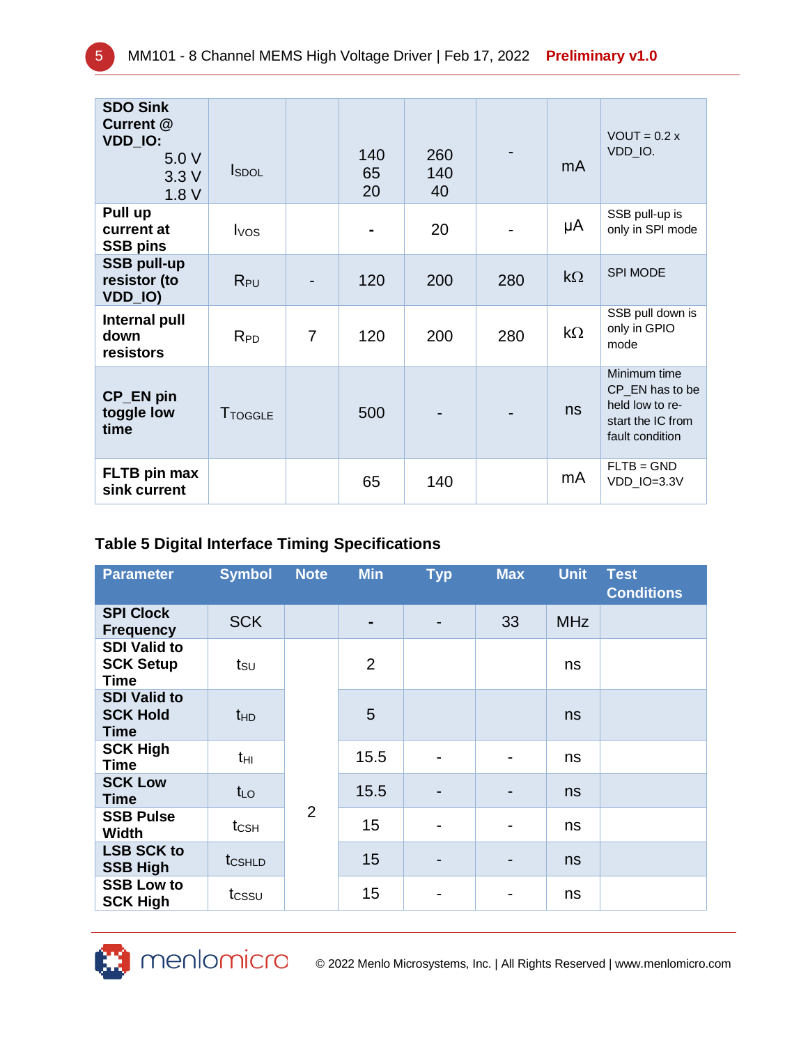| | | | | | | | |
|---|---|---|---|---|---|---|---|
| **SDO Sink Current @ VDD_IO:** 5.0 V 3.3 V 1.8 V | $I_{SDOL}$ | | 140 65 20 | 260 140 40 | - | mA | VOUT = 0.2 x VDD_IO. |
| **Pull up current at SSB pins** | $I_{VOS}$ | | - | 20 | - | µA | SSB pull-up is only in SPI mode |
| **SSB pull-up resistor (to VDD_IO)** | $R_{PU}$ | - | 120 | 200 | 280 | kΩ | SPI MODE |
| **Internal pull down resistors** | $R_{PD}$ | 7 | 120 | 200 | 280 | kΩ | SSB pull down is only in GPIO mode |
| **CP_EN pin toggle low time** | $T_{TOGGLE}$ | | 500 | - | - | ns | Minimum time CP_EN has to be held low to re-start the IC from fault condition |
| **FLTB pin max sink current** | | | 65 | 140 | | mA | FLTB = GND VDD_IO=3.3V |

### Table 5 Digital Interface Timing Specifications

| Parameter | Symbol | Note | Min | Typ | Max | Unit | Test Conditions |
|---|---|---|---|---|---|---|---|
| **SPI Clock Frequency** | SCK | | - | - | 33 | MHz | |
| **SDI Valid to SCK Setup Time** | $t_{SU}$ | 2 | 2 | | | ns | |
| **SDI Valid to SCK Hold Time** | $t_{HD}$ | 2 | 5 | | | ns | |
| **SCK High Time** | $t_{HI}$ | 2 | 15.5 | - | - | ns | |
| **SCK Low Time** | $t_{LO}$ | 2 | 15.5 | - | - | ns | |
| **SSB Pulse Width** | $t_{CSH}$ | 2 | 15 | - | - | ns | |
| **LSB SCK to SSB High** | $t_{CSHLD}$ | 2 | 15 | - | - | ns | |
| **SSB Low to SCK High** | $t_{CSSU}$ | 2 | 15 | - | - | ns | |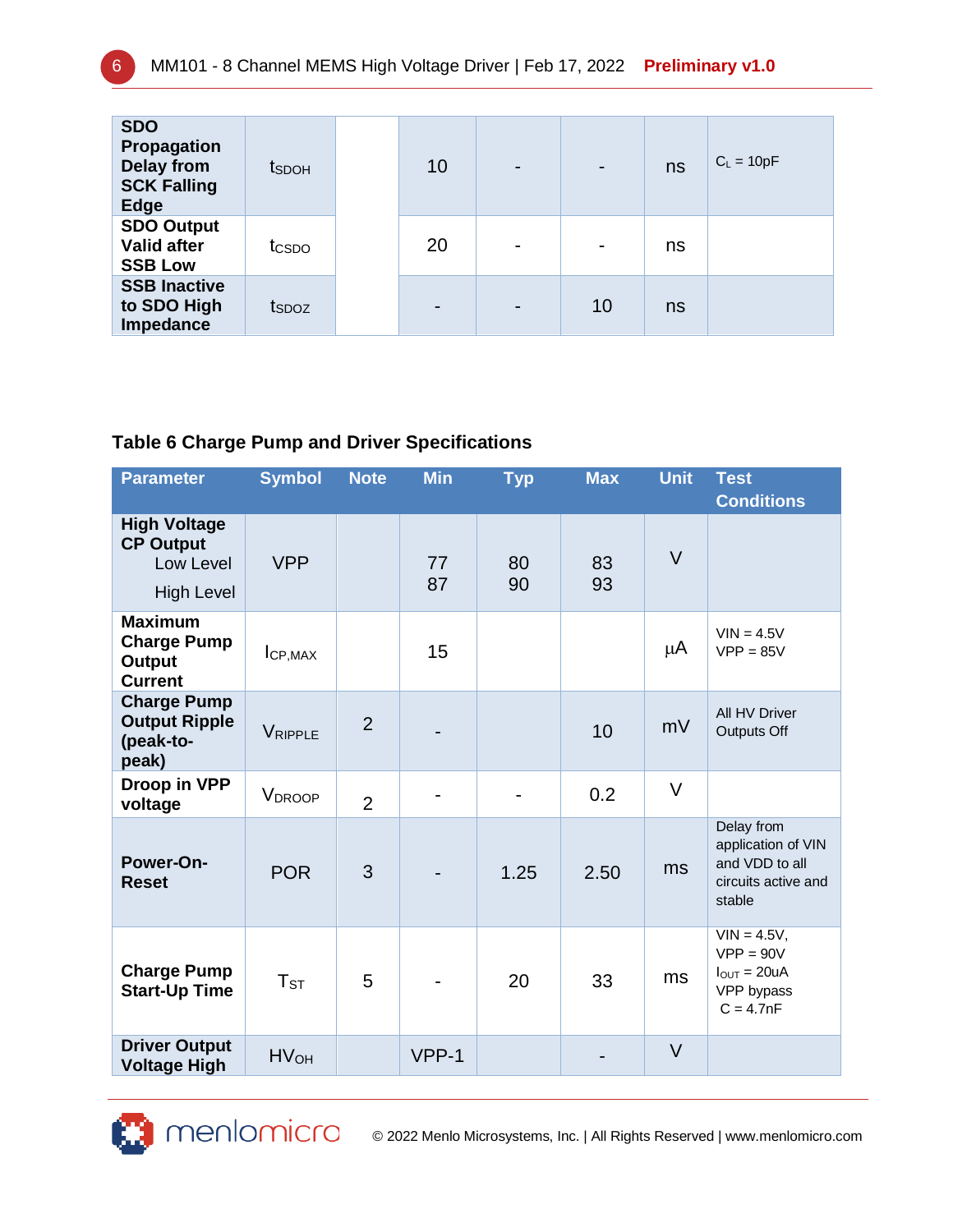| | | | | | | | |
|---|---|---|---|---|---|---|---|
| **SDO Propagation Delay from SCK Falling Edge** | $t_{SDOH}$ | | 10 | - | - | ns | $C_L$ = 10pF |
| **SDO Output Valid after SSB Low** | $t_{CSDO}$ | | 20 | - | - | ns | |
| **SSB Inactive to SDO High Impedance** | $t_{SDOZ}$ | | - | - | 10 | ns | |

**Table 6 Charge Pump and Driver Specifications**

| Parameter | Symbol | Note | Min | Typ | Max | Unit | Test Conditions |
|---|---|---|---|---|---|---|---|
| **High Voltage CP Output** Low Level / High Level | VPP | | 77 / 87 | 80 / 90 | 83 / 93 | V | |
| **Maximum Charge Pump Output Current** | $I_{CP,MAX}$ | | 15 | | | µA | VIN = 4.5V<br>VPP = 85V |
| **Charge Pump Output Ripple (peak-to-peak)** | $V_{RIPPLE}$ | 2 | - | | 10 | mV | All HV Driver Outputs Off |
| **Droop in VPP voltage** | $V_{DROOP}$ | 2 | - | - | 0.2 | V | |
| **Power-On-Reset** | POR | 3 | - | 1.25 | 2.50 | ms | Delay from application of VIN and VDD to all circuits active and stable |
| **Charge Pump Start-Up Time** | $T_{ST}$ | 5 | - | 20 | 33 | ms | VIN = 4.5V,<br>VPP = 90V<br>$I_{OUT}$ = 20uA<br>VPP bypass C = 4.7nF |
| **Driver Output Voltage High** | $HV_{OH}$ | | VPP-1 | | - | V | |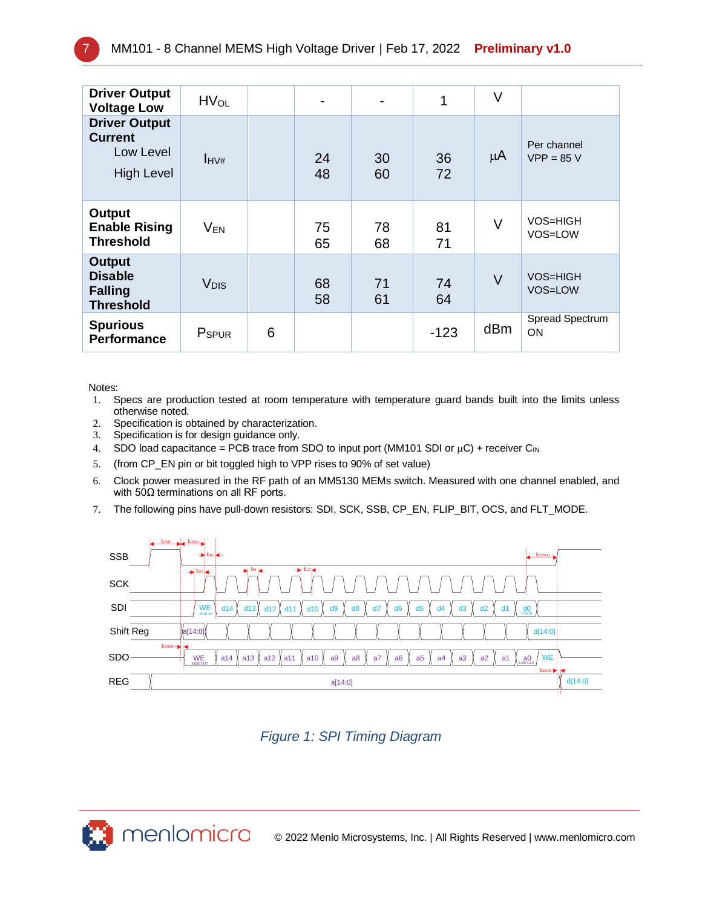| Driver Output Voltage Low | $HV_{OL}$ | | - | - | 1 | V | |
|---|---|---|---|---|---|---|---|
| **Driver Output Current**<br>Low Level<br>High Level | $I_{HV\#}$ | | 24<br>48 | 30<br>60 | 36<br>72 | µA | Per channel<br>VPP = 85 V |
| **Output Enable Rising Threshold** | $V_{EN}$ | | 75<br>65 | 78<br>68 | 81<br>71 | V | VOS=HIGH<br>VOS=LOW |
| **Output Disable Falling Threshold** | $V_{DIS}$ | | 68<br>58 | 71<br>61 | 74<br>64 | V | VOS=HIGH<br>VOS=LOW |
| **Spurious Performance** | $P_{SPUR}$ | 6 | | | -123 | dBm | Spread Spectrum ON |

Notes:
1. Specs are production tested at room temperature with temperature guard bands built into the limits unless otherwise noted.
2. Specification is obtained by characterization.
3. Specification is for design guidance only.
4. SDO load capacitance = PCB trace from SDO to input port (MM101 SDI or µC) + receiver $C_{IN}$
5. (from CP_EN pin or bit toggled high to VPP rises to 90% of set value)
6. Clock power measured in the RF path of an MM5130 MEMs switch. Measured with one channel enabled, and with 50Ω terminations on all RF ports.
7. The following pins have pull-down resistors: SDI, SCK, SSB, CP_EN, FLIP_BIT, OCS, and FLT_MODE.

*Figure 1: SPI Timing Diagram*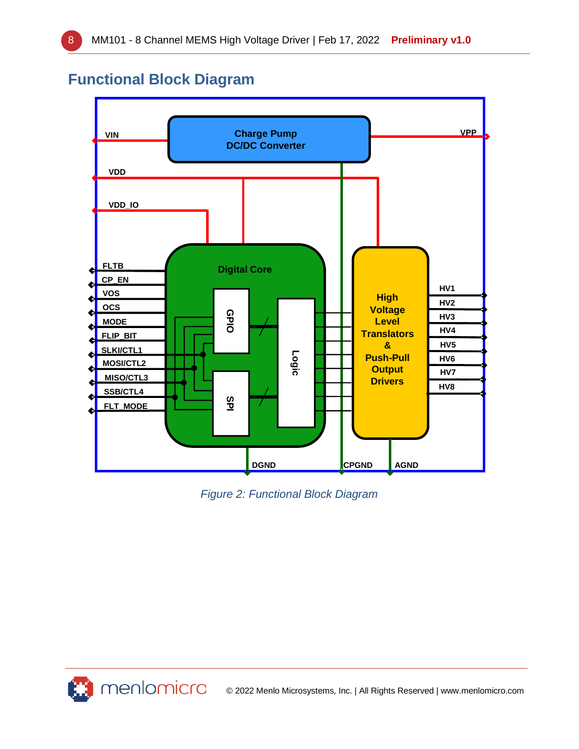## Functional Block Diagram

Figure 2: Functional Block Diagram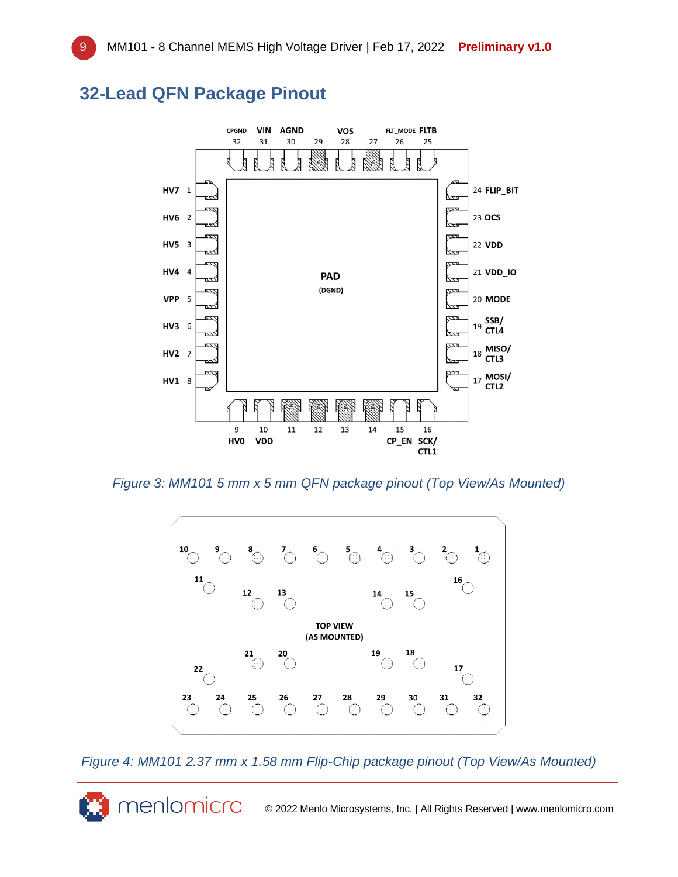## 32-Lead QFN Package Pinout

*Figure 3: MM101 5 mm x 5 mm QFN package pinout (Top View/As Mounted)*

*Figure 4: MM101 2.37 mm x 1.58 mm Flip-Chip package pinout (Top View/As Mounted)*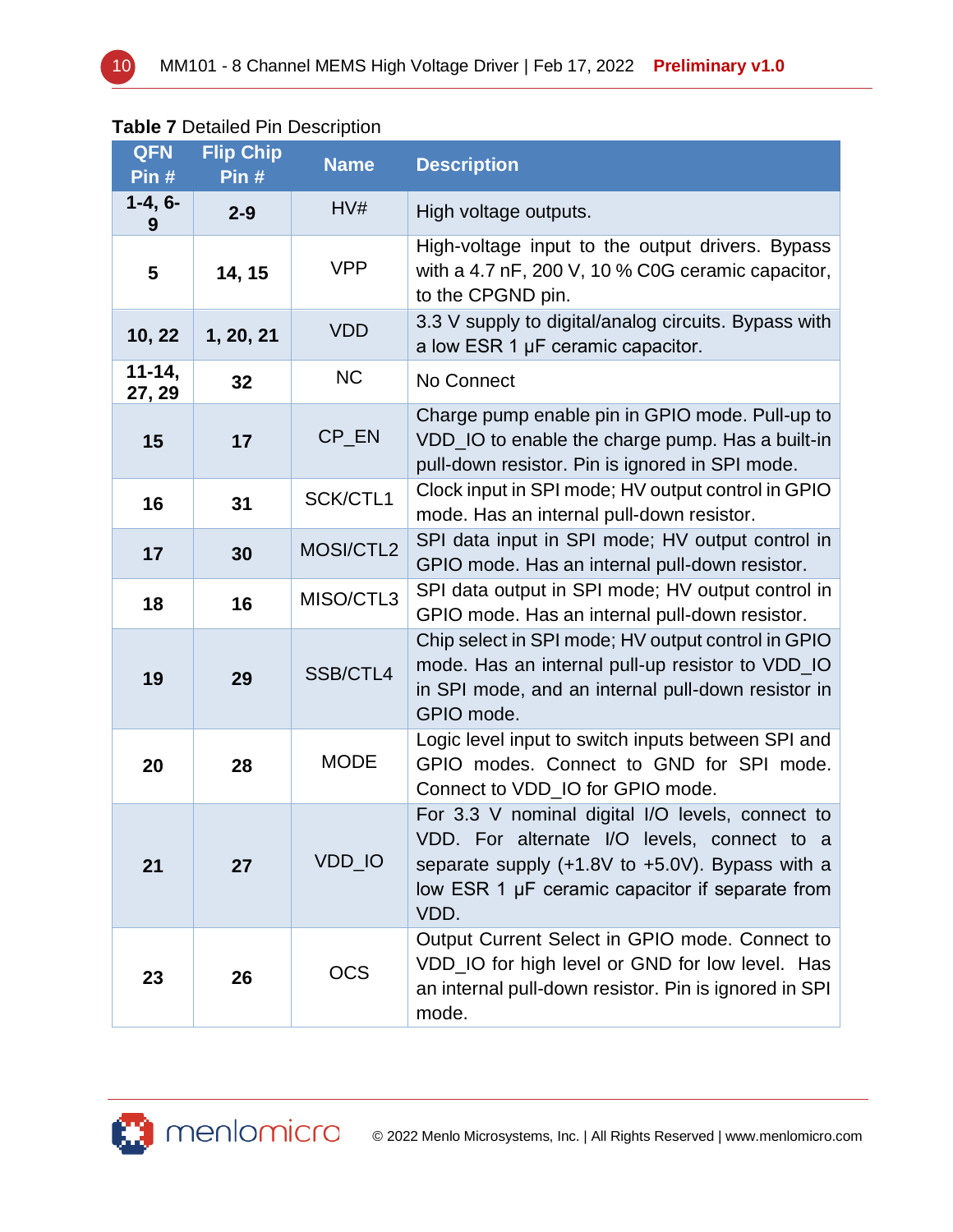**Table 7** Detailed Pin Description

| QFN Pin # | Flip Chip Pin # | Name | Description |
|---|---|---|---|
| 1-4, 6-9 | 2-9 | HV# | High voltage outputs. |
| 5 | 14, 15 | VPP | High-voltage input to the output drivers. Bypass with a 4.7 nF, 200 V, 10 % C0G ceramic capacitor, to the CPGND pin. |
| 10, 22 | 1, 20, 21 | VDD | 3.3 V supply to digital/analog circuits. Bypass with a low ESR 1 µF ceramic capacitor. |
| 11-14, 27, 29 | 32 | NC | No Connect |
| 15 | 17 | CP_EN | Charge pump enable pin in GPIO mode. Pull-up to VDD_IO to enable the charge pump. Has a built-in pull-down resistor. Pin is ignored in SPI mode. |
| 16 | 31 | SCK/CTL1 | Clock input in SPI mode; HV output control in GPIO mode. Has an internal pull-down resistor. |
| 17 | 30 | MOSI/CTL2 | SPI data input in SPI mode; HV output control in GPIO mode. Has an internal pull-down resistor. |
| 18 | 16 | MISO/CTL3 | SPI data output in SPI mode; HV output control in GPIO mode. Has an internal pull-down resistor. |
| 19 | 29 | SSB/CTL4 | Chip select in SPI mode; HV output control in GPIO mode. Has an internal pull-up resistor to VDD_IO in SPI mode, and an internal pull-down resistor in GPIO mode. |
| 20 | 28 | MODE | Logic level input to switch inputs between SPI and GPIO modes. Connect to GND for SPI mode. Connect to VDD_IO for GPIO mode. |
| 21 | 27 | VDD_IO | For 3.3 V nominal digital I/O levels, connect to VDD. For alternate I/O levels, connect to a separate supply (+1.8V to +5.0V). Bypass with a low ESR 1 µF ceramic capacitor if separate from VDD. |
| 23 | 26 | OCS | Output Current Select in GPIO mode. Connect to VDD_IO for high level or GND for low level. Has an internal pull-down resistor. Pin is ignored in SPI mode. |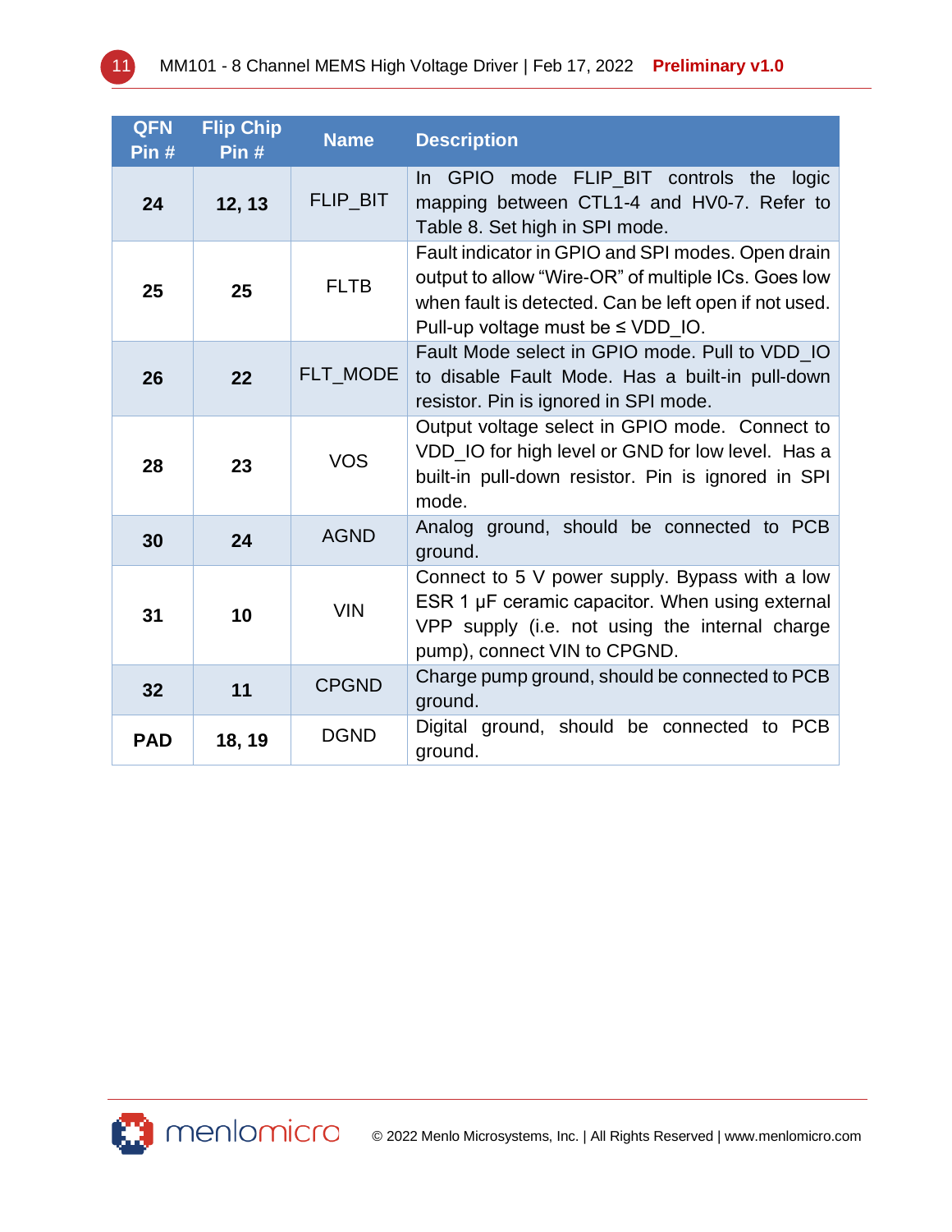| QFN Pin # | Flip Chip Pin # | Name | Description |
|---|---|---|---|
| **24** | **12, 13** | FLIP_BIT | In GPIO mode FLIP_BIT controls the logic mapping between CTL1-4 and HV0-7. Refer to Table 8. Set high in SPI mode. |
| **25** | **25** | FLTB | Fault indicator in GPIO and SPI modes. Open drain output to allow “Wire-OR” of multiple ICs. Goes low when fault is detected. Can be left open if not used. Pull-up voltage must be ≤ VDD_IO. |
| **26** | **22** | FLT_MODE | Fault Mode select in GPIO mode. Pull to VDD_IO to disable Fault Mode. Has a built-in pull-down resistor. Pin is ignored in SPI mode. |
| **28** | **23** | VOS | Output voltage select in GPIO mode. Connect to VDD_IO for high level or GND for low level. Has a built-in pull-down resistor. Pin is ignored in SPI mode. |
| **30** | **24** | AGND | Analog ground, should be connected to PCB ground. |
| **31** | **10** | VIN | Connect to 5 V power supply. Bypass with a low ESR 1 µF ceramic capacitor. When using external VPP supply (i.e. not using the internal charge pump), connect VIN to CPGND. |
| **32** | **11** | CPGND | Charge pump ground, should be connected to PCB ground. |
| **PAD** | **18, 19** | DGND | Digital ground, should be connected to PCB ground. |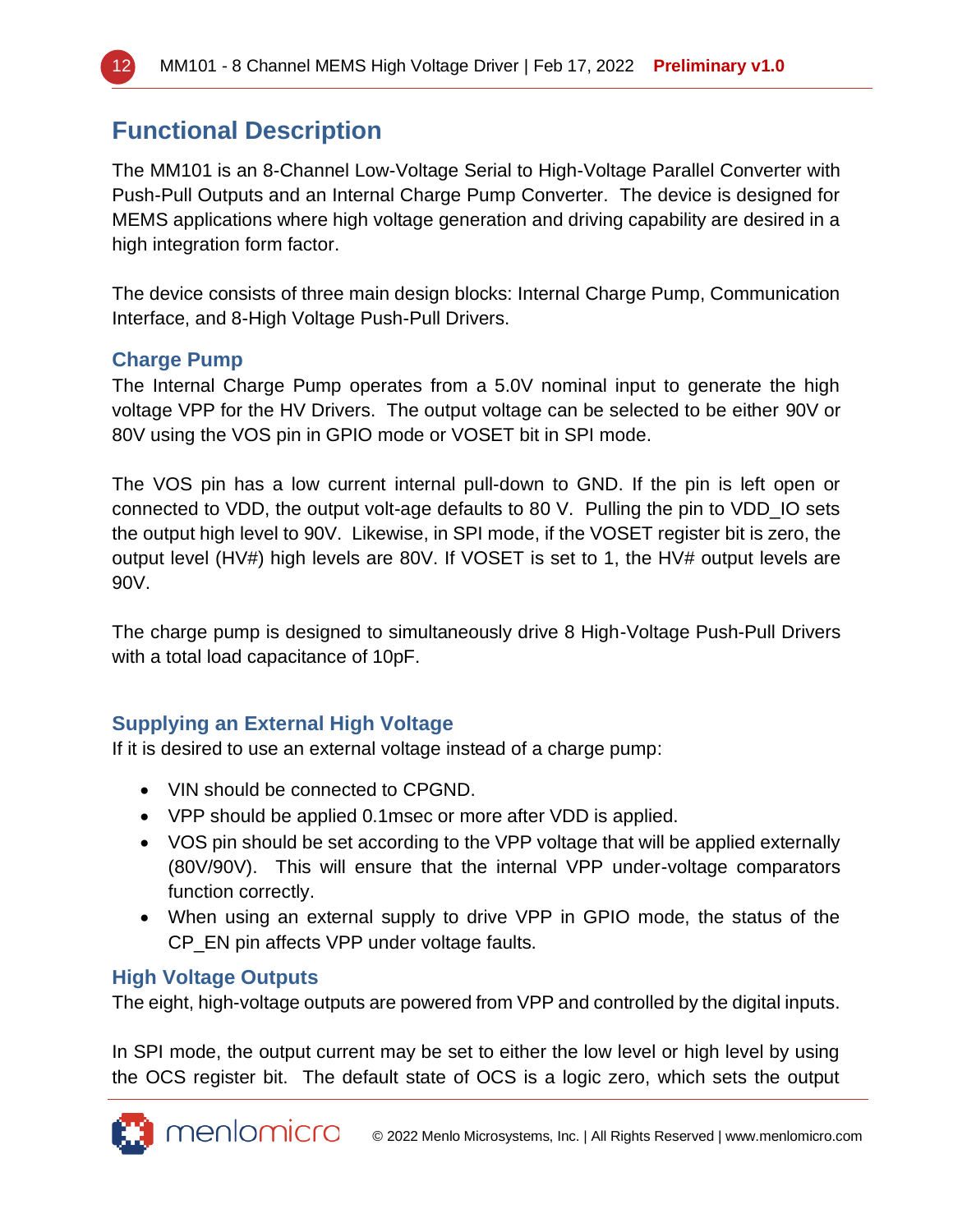# Functional Description

The MM101 is an 8-Channel Low-Voltage Serial to High-Voltage Parallel Converter with Push-Pull Outputs and an Internal Charge Pump Converter. The device is designed for MEMS applications where high voltage generation and driving capability are desired in a high integration form factor.

The device consists of three main design blocks: Internal Charge Pump, Communication Interface, and 8-High Voltage Push-Pull Drivers.

## Charge Pump

The Internal Charge Pump operates from a 5.0V nominal input to generate the high voltage VPP for the HV Drivers. The output voltage can be selected to be either 90V or 80V using the VOS pin in GPIO mode or VOSET bit in SPI mode.

The VOS pin has a low current internal pull-down to GND. If the pin is left open or connected to VDD, the output volt-age defaults to 80 V. Pulling the pin to VDD_IO sets the output high level to 90V. Likewise, in SPI mode, if the VOSET register bit is zero, the output level (HV#) high levels are 80V. If VOSET is set to 1, the HV# output levels are 90V.

The charge pump is designed to simultaneously drive 8 High-Voltage Push-Pull Drivers with a total load capacitance of 10pF.

## Supplying an External High Voltage

If it is desired to use an external voltage instead of a charge pump:

- VIN should be connected to CPGND.
- VPP should be applied 0.1msec or more after VDD is applied.
- VOS pin should be set according to the VPP voltage that will be applied externally (80V/90V). This will ensure that the internal VPP under-voltage comparators function correctly.
- When using an external supply to drive VPP in GPIO mode, the status of the CP_EN pin affects VPP under voltage faults.

## High Voltage Outputs

The eight, high-voltage outputs are powered from VPP and controlled by the digital inputs.

In SPI mode, the output current may be set to either the low level or high level by using the OCS register bit. The default state of OCS is a logic zero, which sets the output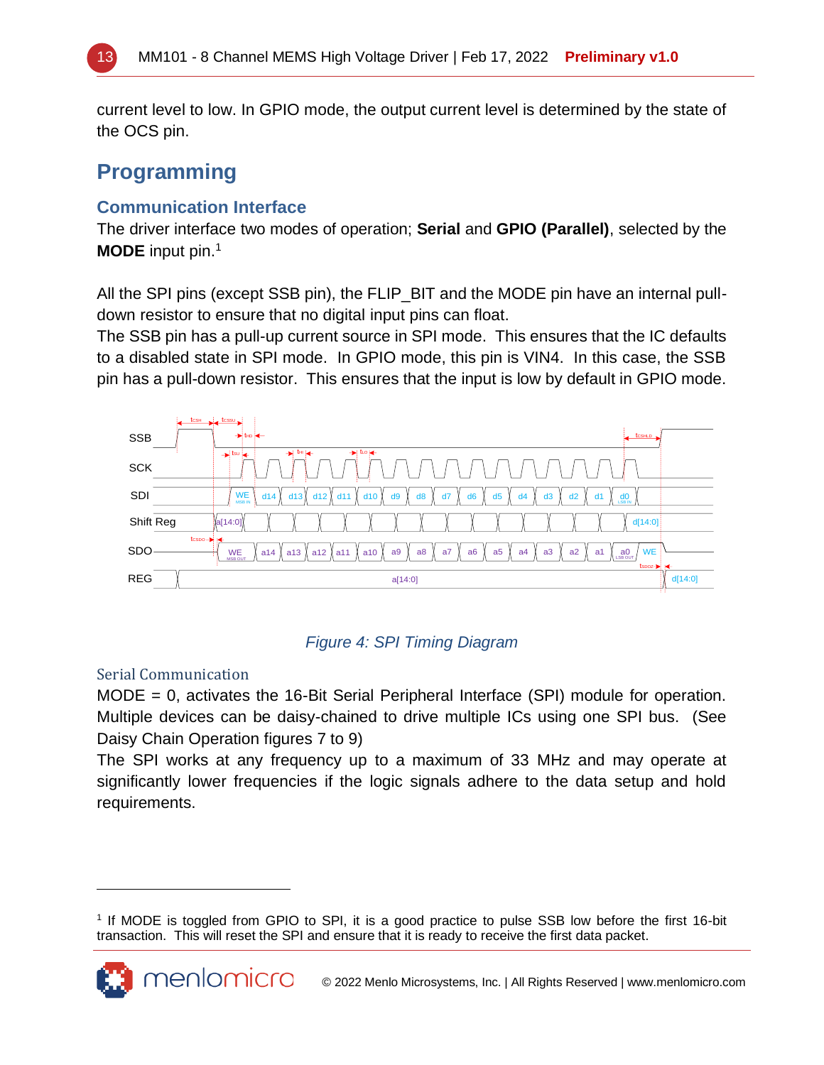current level to low. In GPIO mode, the output current level is determined by the state of the OCS pin.

# Programming

## Communication Interface

The driver interface two modes of operation; **Serial** and **GPIO (Parallel)**, selected by the **MODE** input pin.[1]

All the SPI pins (except SSB pin), the FLIP_BIT and the MODE pin have an internal pull-down resistor to ensure that no digital input pins can float.
The SSB pin has a pull-up current source in SPI mode. This ensures that the IC defaults to a disabled state in SPI mode. In GPIO mode, this pin is VIN4. In this case, the SSB pin has a pull-down resistor. This ensures that the input is low by default in GPIO mode.

*Figure 4: SPI Timing Diagram*

### Serial Communication

MODE = 0, activates the 16-Bit Serial Peripheral Interface (SPI) module for operation. Multiple devices can be daisy-chained to drive multiple ICs using one SPI bus. (See Daisy Chain Operation figures 7 to 9)
The SPI works at any frequency up to a maximum of 33 MHz and may operate at significantly lower frequencies if the logic signals adhere to the data setup and hold requirements.

[1] If MODE is toggled from GPIO to SPI, it is a good practice to pulse SSB low before the first 16-bit transaction. This will reset the SPI and ensure that it is ready to receive the first data packet.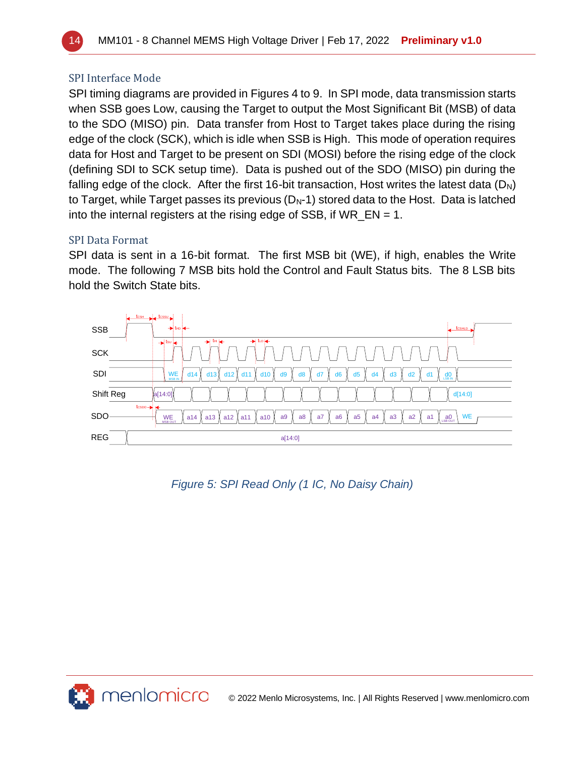## SPI Interface Mode

SPI timing diagrams are provided in Figures 4 to 9. In SPI mode, data transmission starts when SSB goes Low, causing the Target to output the Most Significant Bit (MSB) of data to the SDO (MISO) pin. Data transfer from Host to Target takes place during the rising edge of the clock (SCK), which is idle when SSB is High. This mode of operation requires data for Host and Target to be present on SDI (MOSI) before the rising edge of the clock (defining SDI to SCK setup time). Data is pushed out of the SDO (MISO) pin during the falling edge of the clock. After the first 16-bit transaction, Host writes the latest data ($D_N$) to Target, while Target passes its previous ($D_N$-1) stored data to the Host. Data is latched into the internal registers at the rising edge of SSB, if WR_EN = 1.

## SPI Data Format

SPI data is sent in a 16-bit format. The first MSB bit (WE), if high, enables the Write mode. The following 7 MSB bits hold the Control and Fault Status bits. The 8 LSB bits hold the Switch State bits.

*Figure 5: SPI Read Only (1 IC, No Daisy Chain)*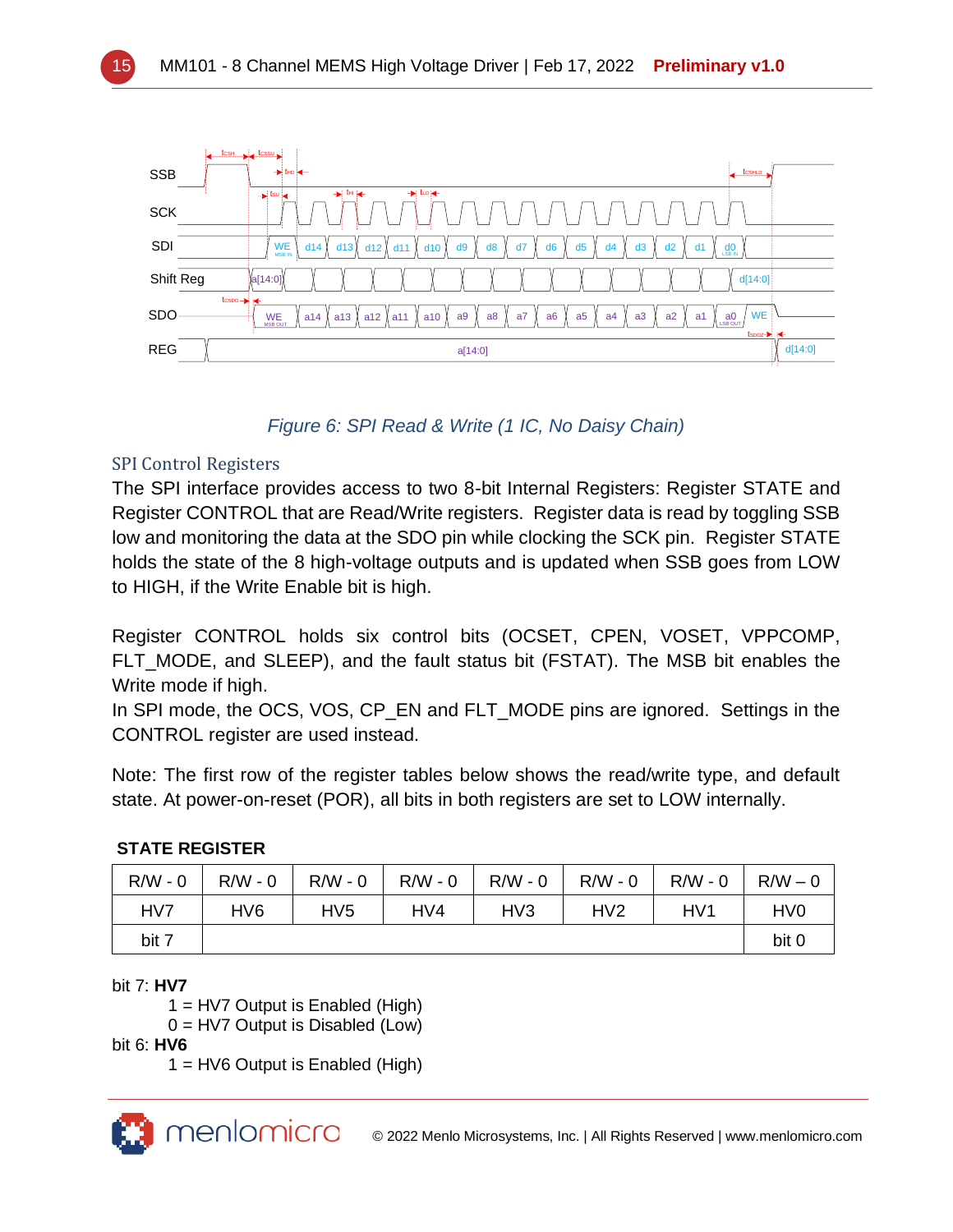Figure 6: SPI Read & Write (1 IC, No Daisy Chain)

## SPI Control Registers

The SPI interface provides access to two 8-bit Internal Registers: Register STATE and Register CONTROL that are Read/Write registers. Register data is read by toggling SSB low and monitoring the data at the SDO pin while clocking the SCK pin. Register STATE holds the state of the 8 high-voltage outputs and is updated when SSB goes from LOW to HIGH, if the Write Enable bit is high.

Register CONTROL holds six control bits (OCSET, CPEN, VOSET, VPPCOMP, FLT_MODE, and SLEEP), and the fault status bit (FSTAT). The MSB bit enables the Write mode if high.
In SPI mode, the OCS, VOS, CP_EN and FLT_MODE pins are ignored. Settings in the CONTROL register are used instead.

Note: The first row of the register tables below shows the read/write type, and default state. At power-on-reset (POR), all bits in both registers are set to LOW internally.

**STATE REGISTER**

| R/W - 0 | R/W - 0 | R/W - 0 | R/W - 0 | R/W - 0 | R/W - 0 | R/W - 0 | R/W – 0 |
|---|---|---|---|---|---|---|---|
| HV7 | HV6 | HV5 | HV4 | HV3 | HV2 | HV1 | HV0 |
| bit 7 | | | | | | | bit 0 |

bit 7: **HV7**
- 1 = HV7 Output is Enabled (High)
- 0 = HV7 Output is Disabled (Low)

bit 6: **HV6**
- 1 = HV6 Output is Enabled (High)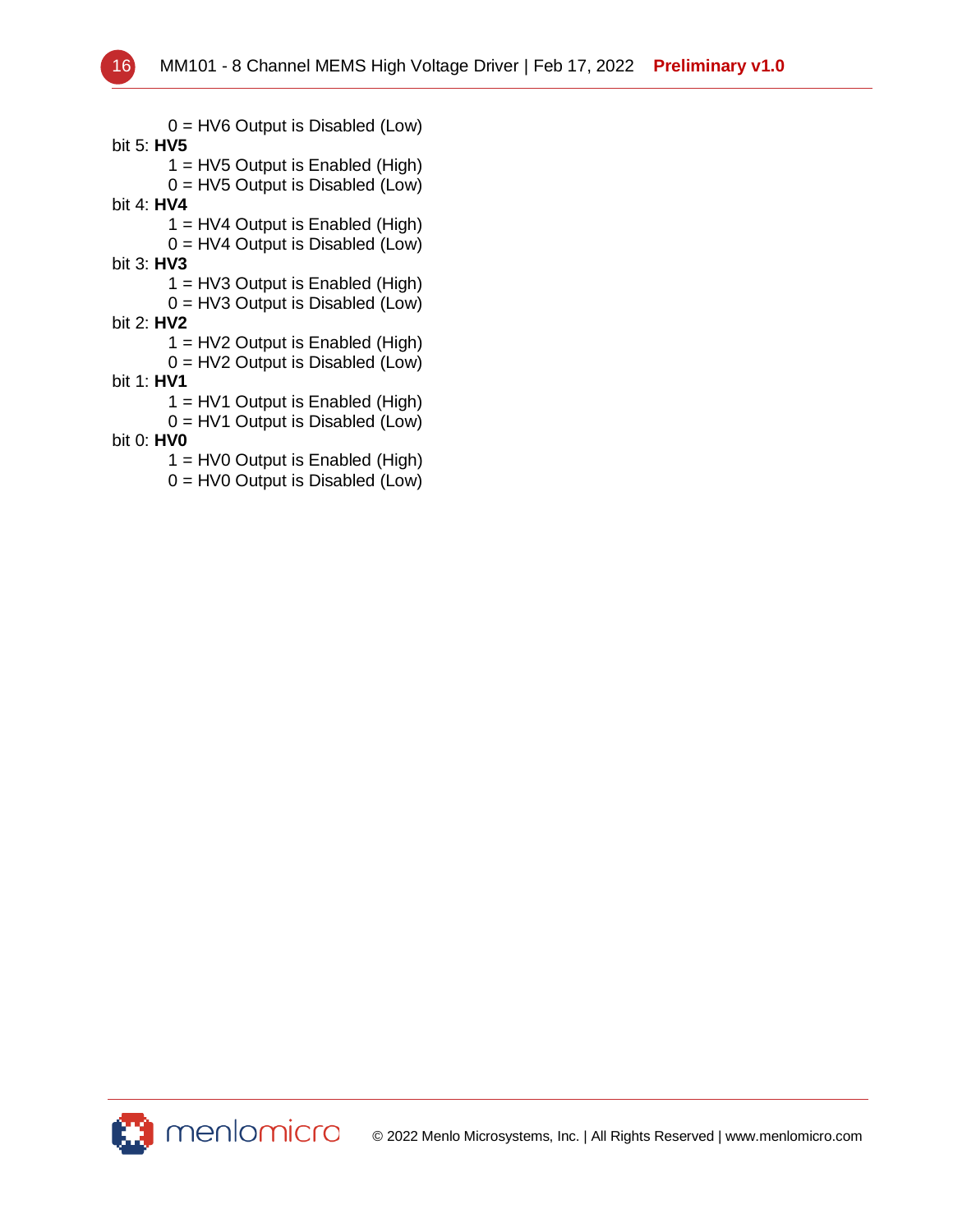0 = HV6 Output is Disabled (Low)

bit 5: **HV5**

1 = HV5 Output is Enabled (High)
0 = HV5 Output is Disabled (Low)

bit 4: **HV4**

1 = HV4 Output is Enabled (High)
0 = HV4 Output is Disabled (Low)

bit 3: **HV3**

1 = HV3 Output is Enabled (High)
0 = HV3 Output is Disabled (Low)

bit 2: **HV2**

1 = HV2 Output is Enabled (High)
0 = HV2 Output is Disabled (Low)

bit 1: **HV1**

1 = HV1 Output is Enabled (High)
0 = HV1 Output is Disabled (Low)

bit 0: **HV0**

1 = HV0 Output is Enabled (High)
0 = HV0 Output is Disabled (Low)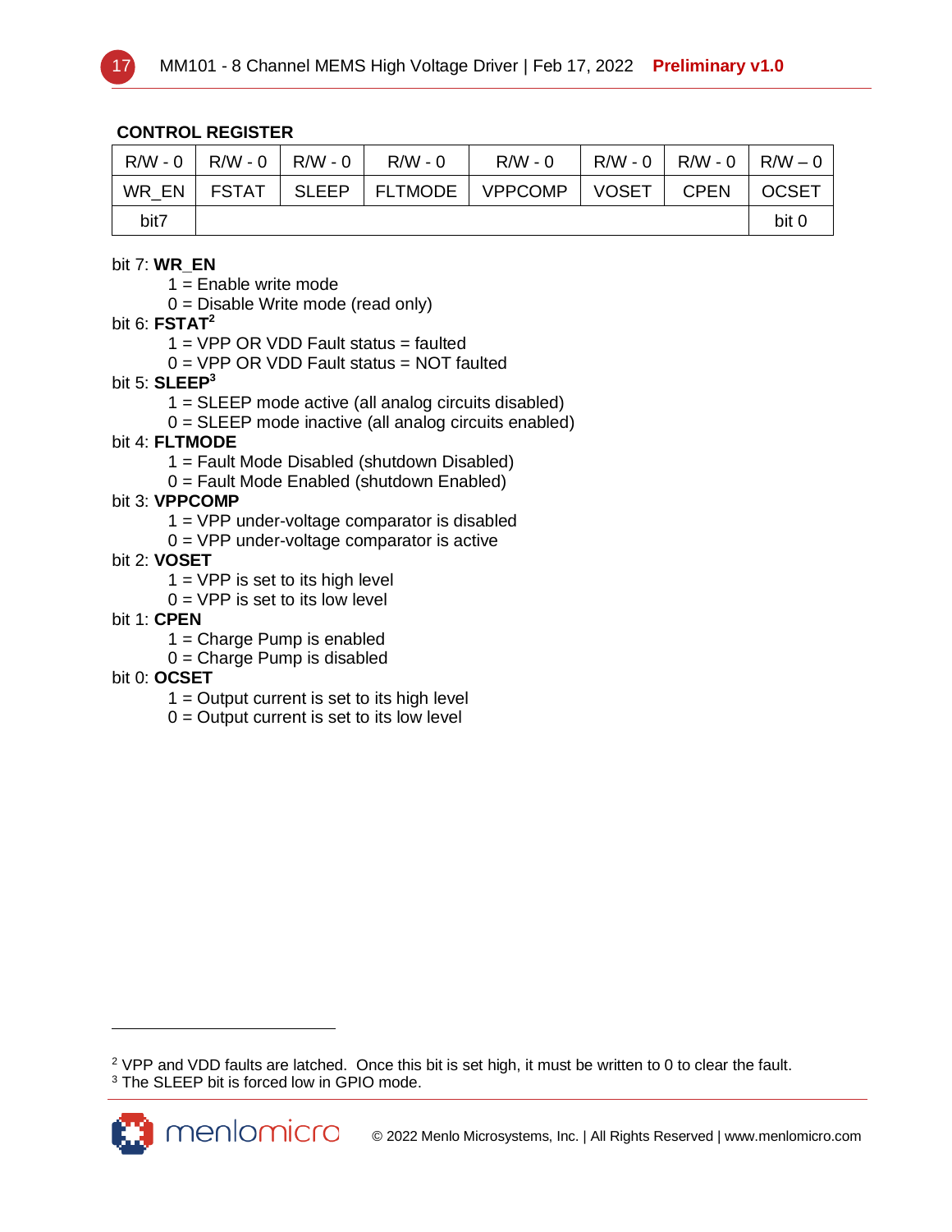## CONTROL REGISTER

| R/W - 0 | R/W - 0 | R/W - 0 | R/W - 0 | R/W - 0 | R/W - 0 | R/W - 0 | R/W – 0 |
|---|---|---|---|---|---|---|---|
| WR_EN | FSTAT | SLEEP | FLTMODE | VPPCOMP | VOSET | CPEN | OCSET |
| bit7 | | | | | | | bit 0 |

bit 7: **WR_EN**
- 1 = Enable write mode
- 0 = Disable Write mode (read only)

bit 6: **FSTAT**[2]
- 1 = VPP OR VDD Fault status = faulted
- 0 = VPP OR VDD Fault status = NOT faulted

bit 5: **SLEEP**[3]
- 1 = SLEEP mode active (all analog circuits disabled)
- 0 = SLEEP mode inactive (all analog circuits enabled)

bit 4: **FLTMODE**
- 1 = Fault Mode Disabled (shutdown Disabled)
- 0 = Fault Mode Enabled (shutdown Enabled)

bit 3: **VPPCOMP**
- 1 = VPP under-voltage comparator is disabled
- 0 = VPP under-voltage comparator is active

bit 2: **VOSET**
- 1 = VPP is set to its high level
- 0 = VPP is set to its low level

bit 1: **CPEN**
- 1 = Charge Pump is enabled
- 0 = Charge Pump is disabled

bit 0: **OCSET**
- 1 = Output current is set to its high level
- 0 = Output current is set to its low level

---

[2] VPP and VDD faults are latched. Once this bit is set high, it must be written to 0 to clear the fault.
[3] The SLEEP bit is forced low in GPIO mode.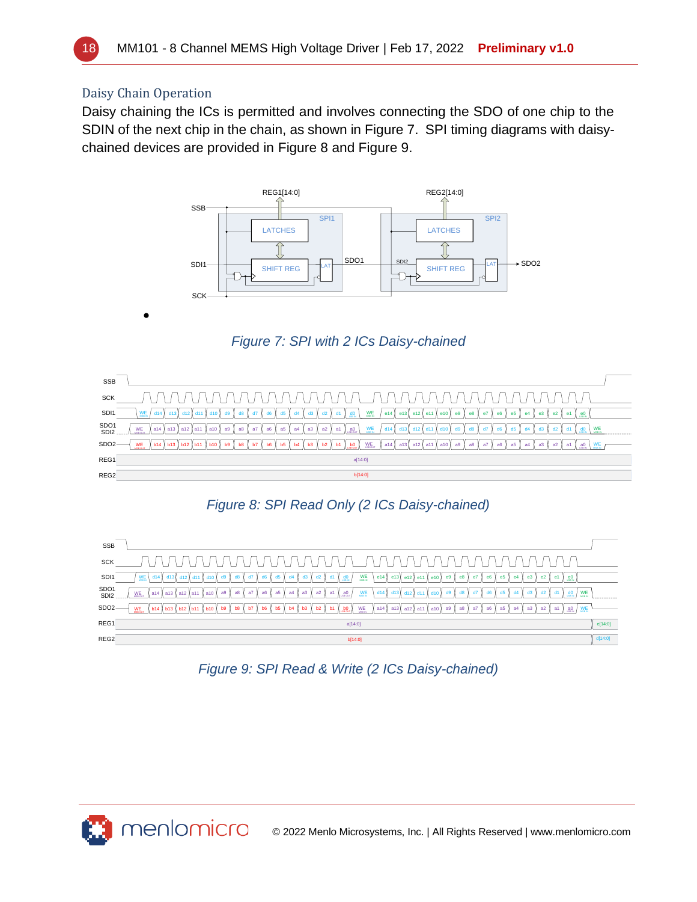## Daisy Chain Operation

Daisy chaining the ICs is permitted and involves connecting the SDO of one chip to the SDIN of the next chip in the chain, as shown in Figure 7. SPI timing diagrams with daisy-chained devices are provided in Figure 8 and Figure 9.

*Figure 7: SPI with 2 ICs Daisy-chained*

*Figure 8: SPI Read Only (2 ICs Daisy-chained)*

*Figure 9: SPI Read & Write (2 ICs Daisy-chained)*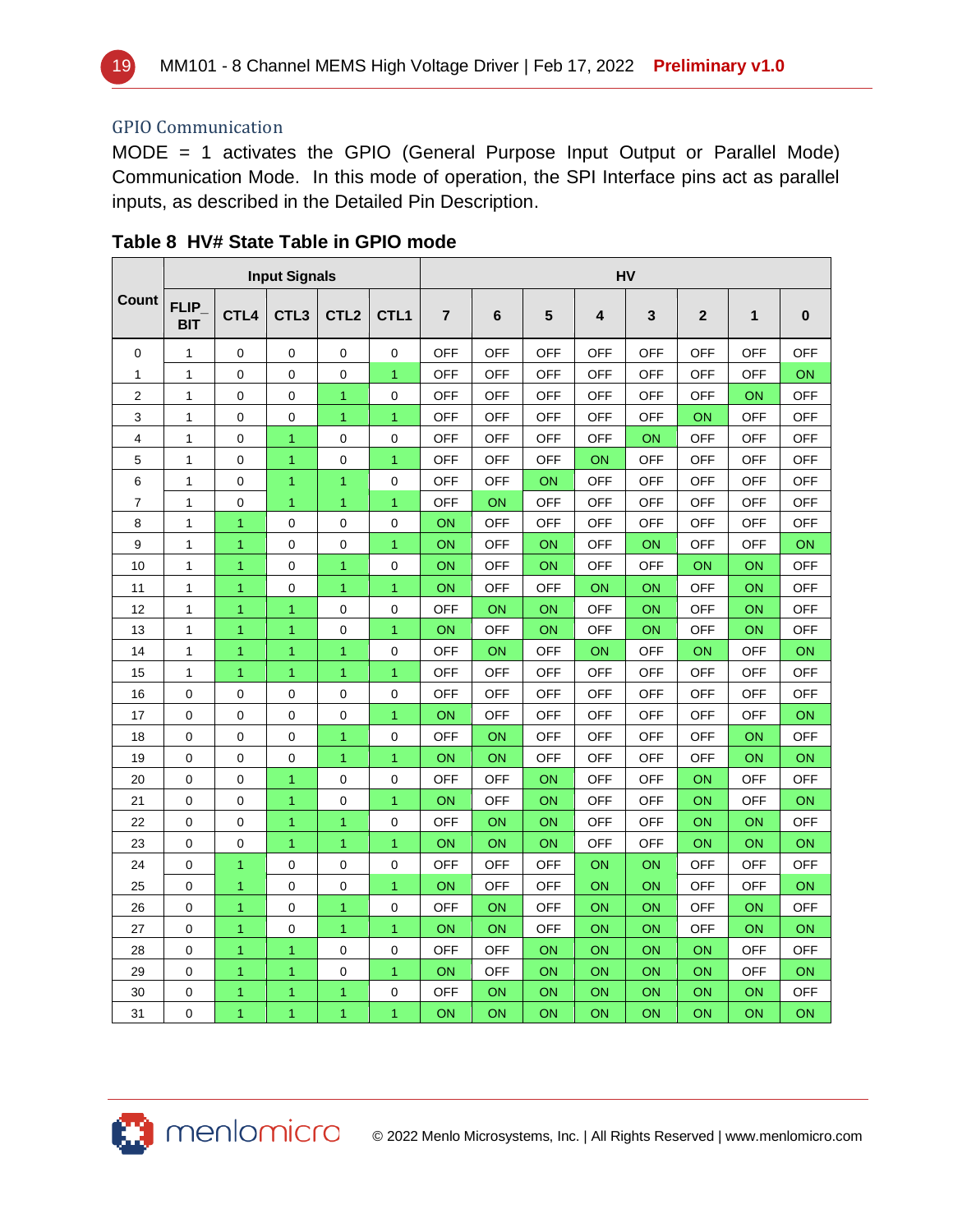### GPIO Communication

MODE = 1 activates the GPIO (General Purpose Input Output or Parallel Mode) Communication Mode. In this mode of operation, the SPI Interface pins act as parallel inputs, as described in the Detailed Pin Description.

**Table 8 HV# State Table in GPIO mode**

| Count | Input Signals | | | | | HV | | | | | | | |
|---|---|---|---|---|---|---|---|---|---|---|---|---|---|
| | FLIP_BIT | CTL4 | CTL3 | CTL2 | CTL1 | 7 | 6 | 5 | 4 | 3 | 2 | 1 | 0 |
| 0 | 1 | 0 | 0 | 0 | 0 | OFF | OFF | OFF | OFF | OFF | OFF | OFF | OFF |
| 1 | 1 | 0 | 0 | 0 | 1 | OFF | OFF | OFF | OFF | OFF | OFF | OFF | ON |
| 2 | 1 | 0 | 0 | 1 | 0 | OFF | OFF | OFF | OFF | OFF | OFF | ON | OFF |
| 3 | 1 | 0 | 0 | 1 | 1 | OFF | OFF | OFF | OFF | OFF | ON | OFF | OFF |
| 4 | 1 | 0 | 1 | 0 | 0 | OFF | OFF | OFF | OFF | ON | OFF | OFF | OFF |
| 5 | 1 | 0 | 1 | 0 | 1 | OFF | OFF | OFF | ON | OFF | OFF | OFF | OFF |
| 6 | 1 | 0 | 1 | 1 | 0 | OFF | OFF | ON | OFF | OFF | OFF | OFF | OFF |
| 7 | 1 | 0 | 1 | 1 | 1 | OFF | ON | OFF | OFF | OFF | OFF | OFF | OFF |
| 8 | 1 | 1 | 0 | 0 | 0 | ON | OFF | OFF | OFF | OFF | OFF | OFF | OFF |
| 9 | 1 | 1 | 0 | 0 | 1 | ON | OFF | ON | OFF | ON | OFF | OFF | ON |
| 10 | 1 | 1 | 0 | 1 | 0 | ON | OFF | ON | OFF | OFF | ON | ON | OFF |
| 11 | 1 | 1 | 0 | 1 | 1 | ON | OFF | OFF | ON | ON | OFF | ON | OFF |
| 12 | 1 | 1 | 1 | 0 | 0 | OFF | ON | ON | OFF | ON | OFF | ON | OFF |
| 13 | 1 | 1 | 1 | 0 | 1 | ON | OFF | ON | OFF | ON | OFF | ON | OFF |
| 14 | 1 | 1 | 1 | 1 | 0 | OFF | ON | OFF | ON | OFF | ON | OFF | ON |
| 15 | 1 | 1 | 1 | 1 | 1 | OFF | OFF | OFF | OFF | OFF | OFF | OFF | OFF |
| 16 | 0 | 0 | 0 | 0 | 0 | OFF | OFF | OFF | OFF | OFF | OFF | OFF | OFF |
| 17 | 0 | 0 | 0 | 0 | 1 | ON | OFF | OFF | OFF | OFF | OFF | OFF | ON |
| 18 | 0 | 0 | 0 | 1 | 0 | OFF | ON | OFF | OFF | OFF | OFF | ON | OFF |
| 19 | 0 | 0 | 0 | 1 | 1 | ON | ON | OFF | OFF | OFF | OFF | ON | ON |
| 20 | 0 | 0 | 1 | 0 | 0 | OFF | OFF | ON | OFF | OFF | ON | OFF | OFF |
| 21 | 0 | 0 | 1 | 0 | 1 | ON | OFF | ON | OFF | OFF | ON | OFF | ON |
| 22 | 0 | 0 | 1 | 1 | 0 | OFF | ON | ON | OFF | OFF | ON | ON | OFF |
| 23 | 0 | 0 | 1 | 1 | 1 | ON | ON | ON | OFF | OFF | ON | ON | ON |
| 24 | 0 | 1 | 0 | 0 | 0 | OFF | OFF | OFF | ON | ON | OFF | OFF | OFF |
| 25 | 0 | 1 | 0 | 0 | 1 | ON | OFF | OFF | ON | ON | OFF | OFF | ON |
| 26 | 0 | 1 | 0 | 1 | 0 | OFF | ON | OFF | ON | ON | OFF | ON | OFF |
| 27 | 0 | 1 | 0 | 1 | 1 | ON | ON | OFF | ON | ON | OFF | ON | ON |
| 28 | 0 | 1 | 1 | 0 | 0 | OFF | OFF | ON | ON | ON | ON | OFF | OFF |
| 29 | 0 | 1 | 1 | 0 | 1 | ON | OFF | ON | ON | ON | ON | OFF | ON |
| 30 | 0 | 1 | 1 | 1 | 0 | OFF | ON | ON | ON | ON | ON | ON | OFF |
| 31 | 0 | 1 | 1 | 1 | 1 | ON | ON | ON | ON | ON | ON | ON | ON |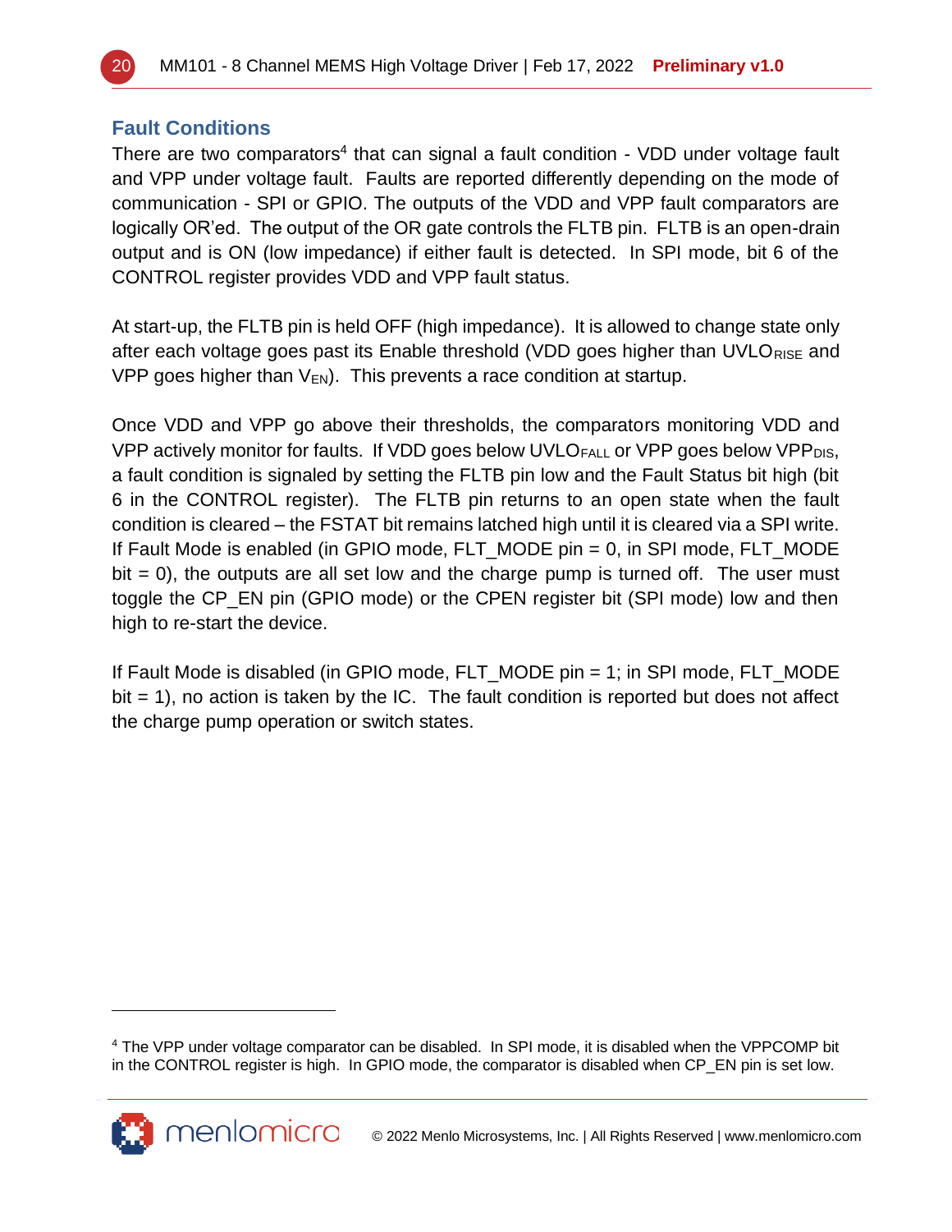## Fault Conditions

There are two comparators[4] that can signal a fault condition - VDD under voltage fault and VPP under voltage fault. Faults are reported differently depending on the mode of communication - SPI or GPIO. The outputs of the VDD and VPP fault comparators are logically OR'ed. The output of the OR gate controls the FLTB pin. FLTB is an open-drain output and is ON (low impedance) if either fault is detected. In SPI mode, bit 6 of the CONTROL register provides VDD and VPP fault status.

At start-up, the FLTB pin is held OFF (high impedance). It is allowed to change state only after each voltage goes past its Enable threshold (VDD goes higher than $UVLO_{RISE}$ and VPP goes higher than $V_{EN}$). This prevents a race condition at startup.

Once VDD and VPP go above their thresholds, the comparators monitoring VDD and VPP actively monitor for faults. If VDD goes below $UVLO_{FALL}$ or VPP goes below $VPP_{DIS}$, a fault condition is signaled by setting the FLTB pin low and the Fault Status bit high (bit 6 in the CONTROL register). The FLTB pin returns to an open state when the fault condition is cleared – the FSTAT bit remains latched high until it is cleared via a SPI write. If Fault Mode is enabled (in GPIO mode, FLT_MODE pin = 0, in SPI mode, FLT_MODE bit = 0), the outputs are all set low and the charge pump is turned off. The user must toggle the CP_EN pin (GPIO mode) or the CPEN register bit (SPI mode) low and then high to re-start the device.

If Fault Mode is disabled (in GPIO mode, FLT_MODE pin = 1; in SPI mode, FLT_MODE bit = 1), no action is taken by the IC. The fault condition is reported but does not affect the charge pump operation or switch states.

---

[4] The VPP under voltage comparator can be disabled. In SPI mode, it is disabled when the VPPCOMP bit in the CONTROL register is high. In GPIO mode, the comparator is disabled when CP_EN pin is set low.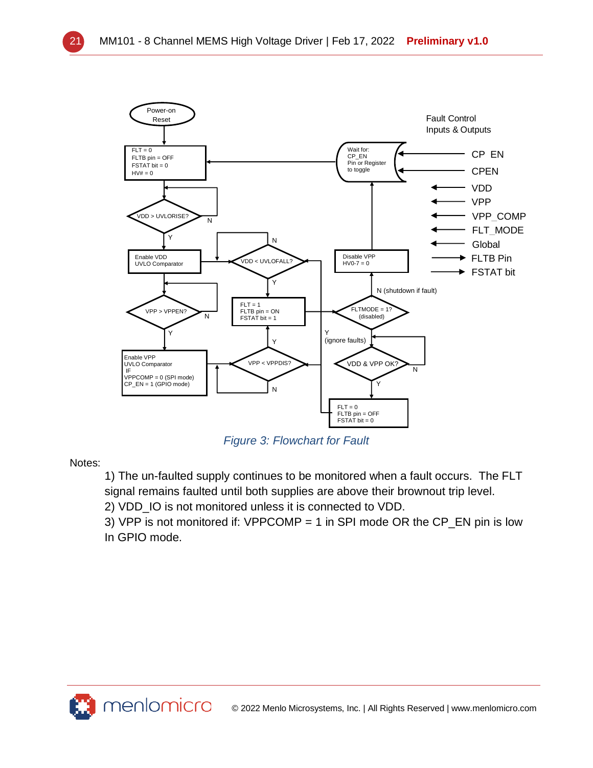Fault Control Inputs & Outputs

Figure 3: Flowchart for Fault

Notes:

1) The un-faulted supply continues to be monitored when a fault occurs. The FLT signal remains faulted until both supplies are above their brownout trip level.
2) VDD_IO is not monitored unless it is connected to VDD.
3) VPP is not monitored if: VPPCOMP = 1 in SPI mode OR the CP_EN pin is low In GPIO mode.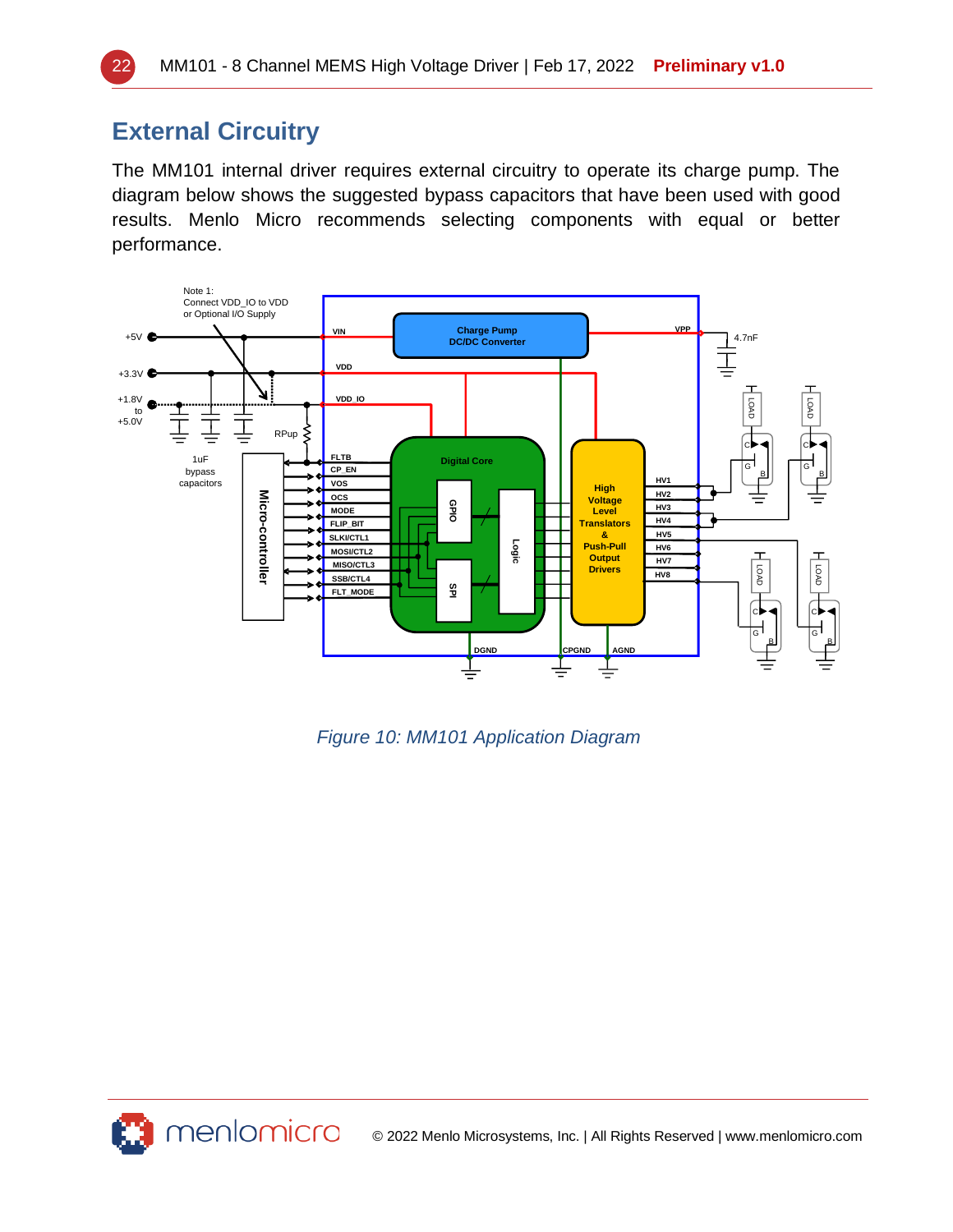## External Circuitry

The MM101 internal driver requires external circuitry to operate its charge pump. The diagram below shows the suggested bypass capacitors that have been used with good results. Menlo Micro recommends selecting components with equal or better performance.

*Figure 10: MM101 Application Diagram*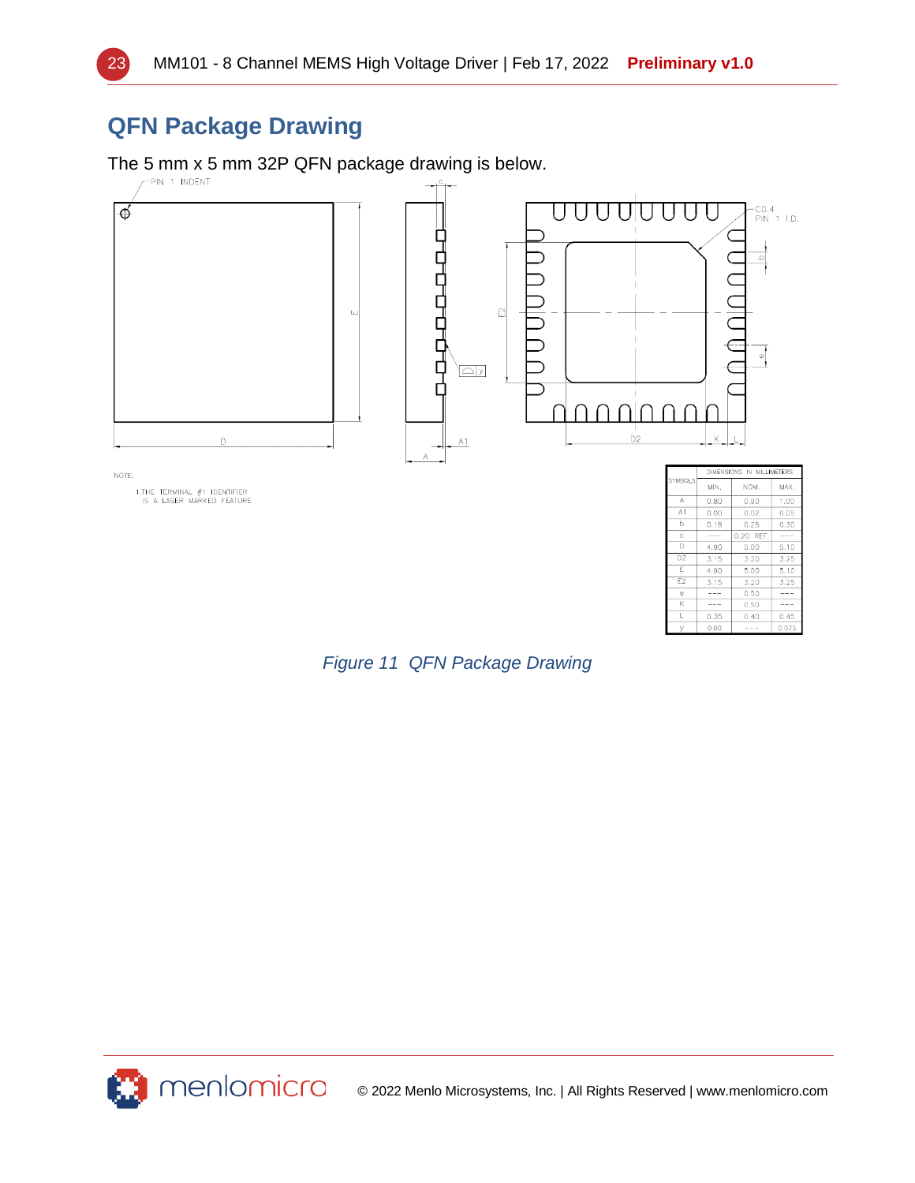## QFN Package Drawing

The 5 mm x 5 mm 32P QFN package drawing is below.

NOTE:

1.THE TERMINAL #1 IDENTIFIER IS A LASER MARKED FEATURE

| SYMBOLS | DIMENSIONS IN MILLIMETERS | | |
|---|---|---|---|
| | MIN. | NOM. | MAX. |
| A | 0.80 | 0.90 | 1.00 |
| A1 | 0.00 | 0.02 | 0.05 |
| b | 0.18 | 0.25 | 0.30 |
| c | --- | 0.20 REF. | --- |
| D | 4.90 | 5.00 | 5.10 |
| D2 | 3.15 | 3.20 | 3.25 |
| E | 4.90 | 5.00 | 5.10 |
| E2 | 3.15 | 3.20 | 3.25 |
| e | --- | 0.50 | --- |
| K | --- | 0.50 | --- |
| L | 0.35 | 0.40 | 0.45 |
| y | 0.00 | --- | 0.075 |

*Figure 11 QFN Package Drawing*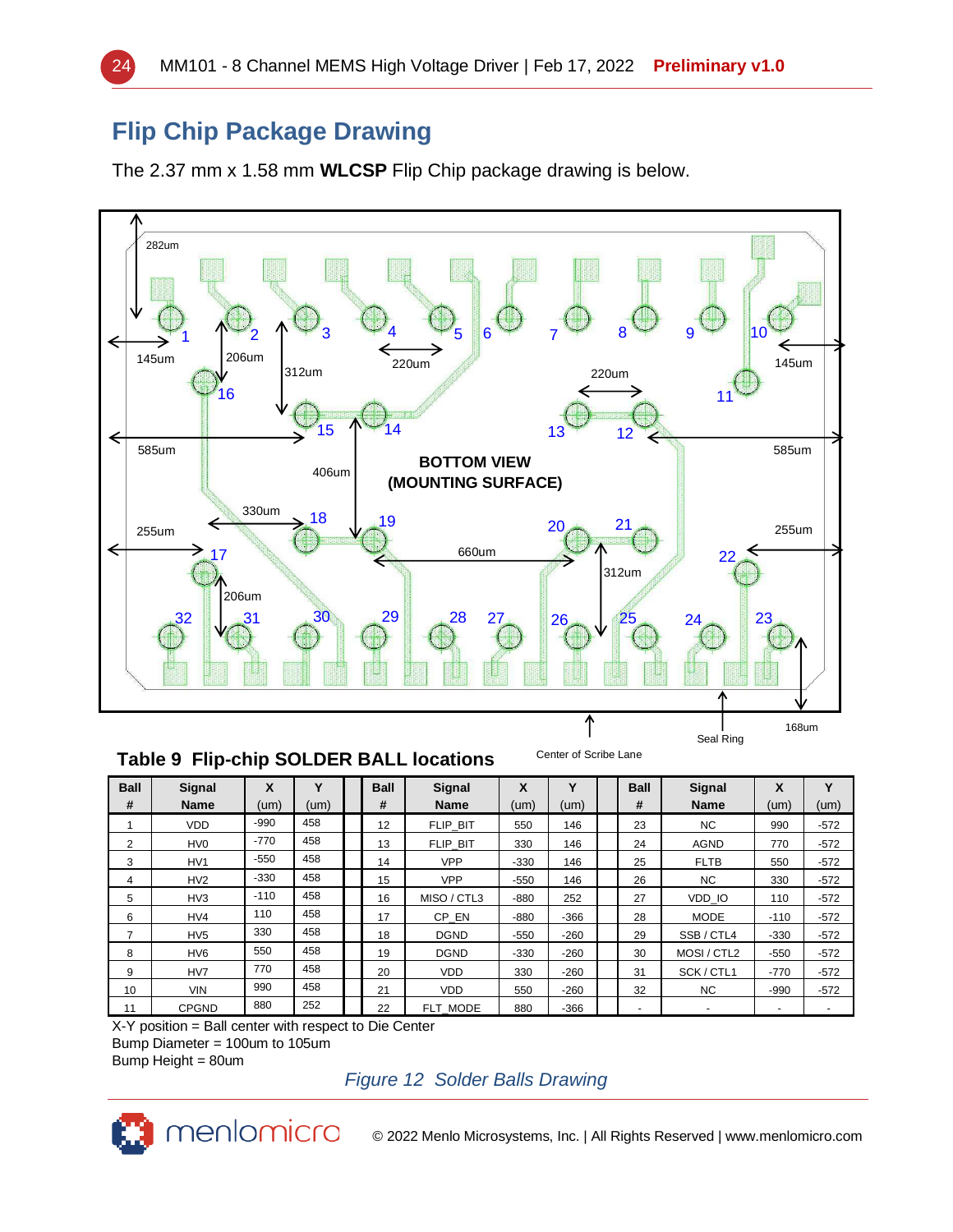## Flip Chip Package Drawing

The 2.37 mm x 1.58 mm **WLCSP** Flip Chip package drawing is below.

**Table 9 Flip-chip SOLDER BALL locations**

| Ball # | Signal Name | X (um) | Y (um) | | Ball # | Signal Name | X (um) | Y (um) | | Ball # | Signal Name | X (um) | Y (um) |
|---|---|---|---|---|---|---|---|---|---|---|---|---|---|
| 1 | VDD | -990 | 458 | | 12 | FLIP_BIT | 550 | 146 | | 23 | NC | 990 | -572 |
| 2 | HV0 | -770 | 458 | | 13 | FLIP_BIT | 330 | 146 | | 24 | AGND | 770 | -572 |
| 3 | HV1 | -550 | 458 | | 14 | VPP | -330 | 146 | | 25 | FLTB | 550 | -572 |
| 4 | HV2 | -330 | 458 | | 15 | VPP | -550 | 146 | | 26 | NC | 330 | -572 |
| 5 | HV3 | -110 | 458 | | 16 | MISO / CTL3 | -880 | 252 | | 27 | VDD_IO | 110 | -572 |
| 6 | HV4 | 110 | 458 | | 17 | CP_EN | -880 | -366 | | 28 | MODE | -110 | -572 |
| 7 | HV5 | 330 | 458 | | 18 | DGND | -550 | -260 | | 29 | SSB / CTL4 | -330 | -572 |
| 8 | HV6 | 550 | 458 | | 19 | DGND | -330 | -260 | | 30 | MOSI / CTL2 | -550 | -572 |
| 9 | HV7 | 770 | 458 | | 20 | VDD | 330 | -260 | | 31 | SCK / CTL1 | -770 | -572 |
| 10 | VIN | 990 | 458 | | 21 | VDD | 550 | -260 | | 32 | NC | -990 | -572 |
| 11 | CPGND | 880 | 252 | | 22 | FLT_MODE | 880 | -366 | | - | - | - | - |

X-Y position = Ball center with respect to Die Center
Bump Diameter = 100um to 105um
Bump Height = 80um

*Figure 12 Solder Balls Drawing*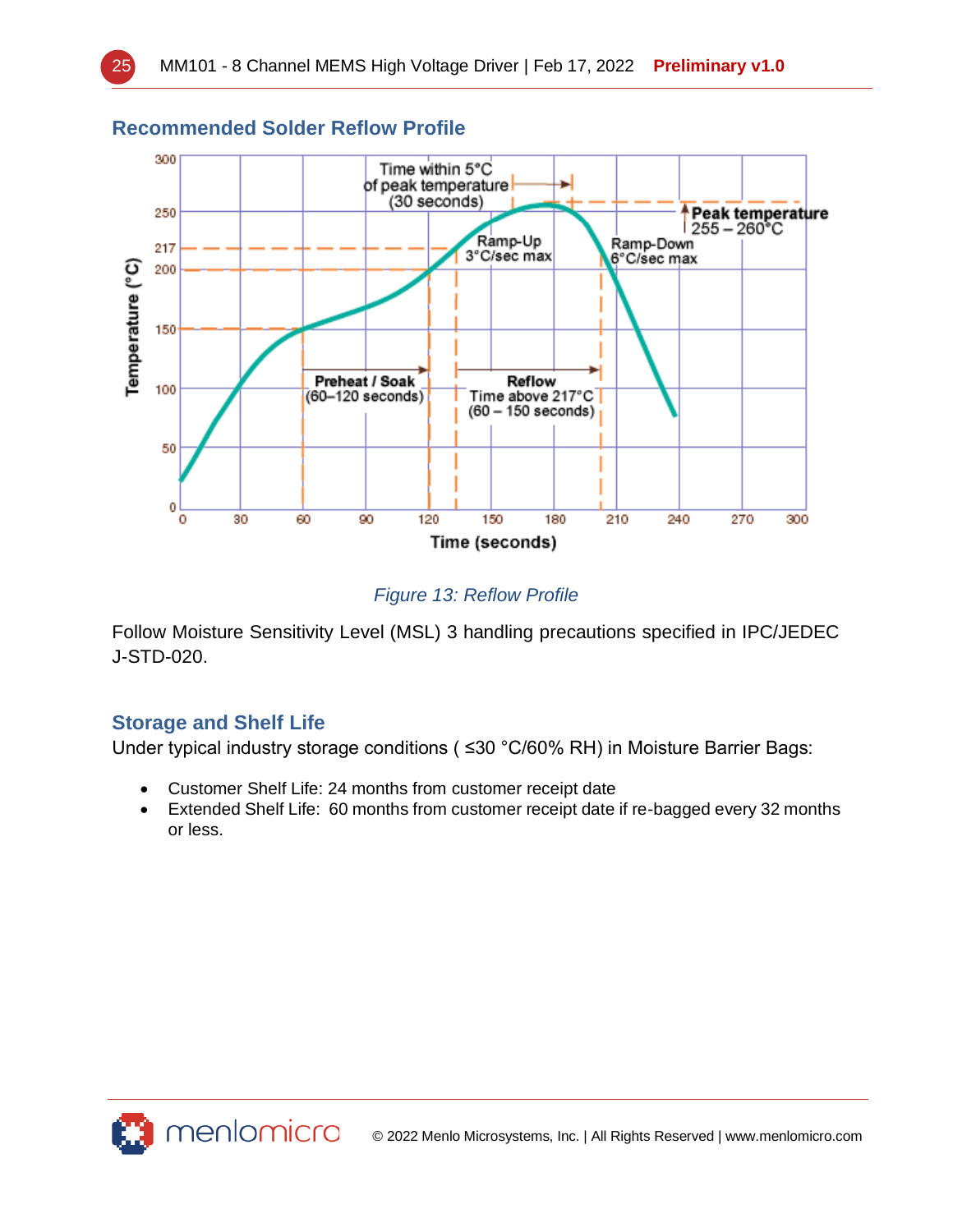## Recommended Solder Reflow Profile

*Figure 13: Reflow Profile*

Follow Moisture Sensitivity Level (MSL) 3 handling precautions specified in IPC/JEDEC J-STD-020.

## Storage and Shelf Life

Under typical industry storage conditions ( ≤30 °C/60% RH) in Moisture Barrier Bags:

- Customer Shelf Life: 24 months from customer receipt date
- Extended Shelf Life: 60 months from customer receipt date if re-bagged every 32 months or less.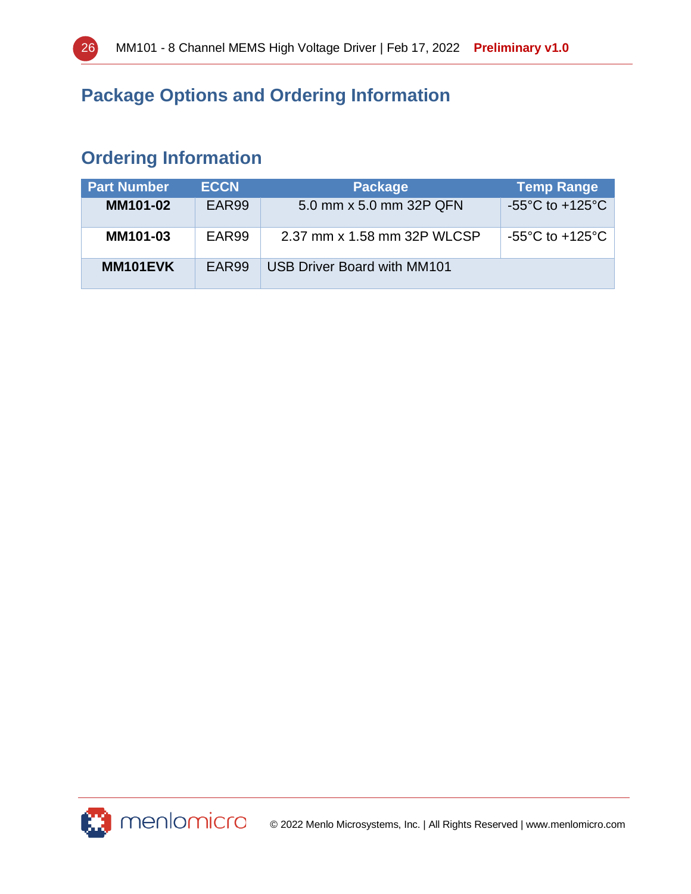## Package Options and Ordering Information

### Ordering Information

| Part Number | ECCN | Package | Temp Range |
|---|---|---|---|
| **MM101-02** | EAR99 | 5.0 mm x 5.0 mm 32P QFN | -55°C to +125°C |
| **MM101-03** | EAR99 | 2.37 mm x 1.58 mm 32P WLCSP | -55°C to +125°C |
| **MM101EVK** | EAR99 | USB Driver Board with MM101 | |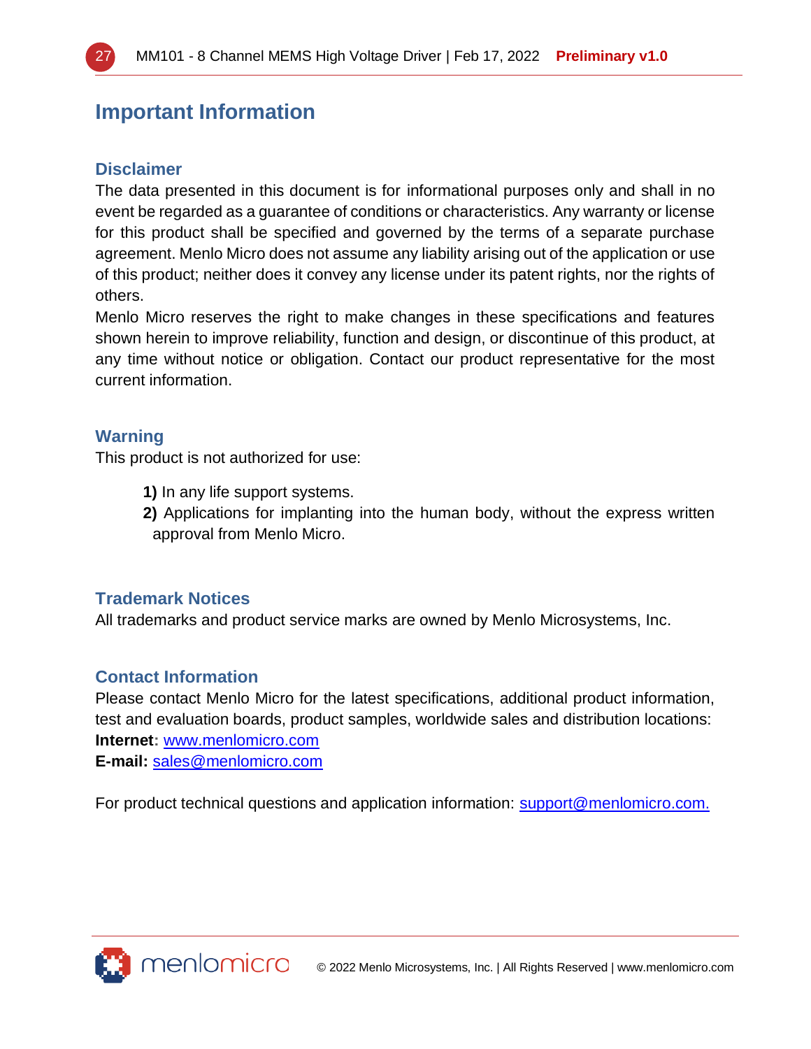# Important Information

## Disclaimer

The data presented in this document is for informational purposes only and shall in no event be regarded as a guarantee of conditions or characteristics. Any warranty or license for this product shall be specified and governed by the terms of a separate purchase agreement. Menlo Micro does not assume any liability arising out of the application or use of this product; neither does it convey any license under its patent rights, nor the rights of others.

Menlo Micro reserves the right to make changes in these specifications and features shown herein to improve reliability, function and design, or discontinue of this product, at any time without notice or obligation. Contact our product representative for the most current information.

## Warning

This product is not authorized for use:

**1)** In any life support systems.

**2)** Applications for implanting into the human body, without the express written approval from Menlo Micro.

## Trademark Notices

All trademarks and product service marks are owned by Menlo Microsystems, Inc.

## Contact Information

Please contact Menlo Micro for the latest specifications, additional product information, test and evaluation boards, product samples, worldwide sales and distribution locations:

**Internet:** www.menlomicro.com

**E-mail:** sales@menlomicro.com

For product technical questions and application information: support@menlomicro.com.